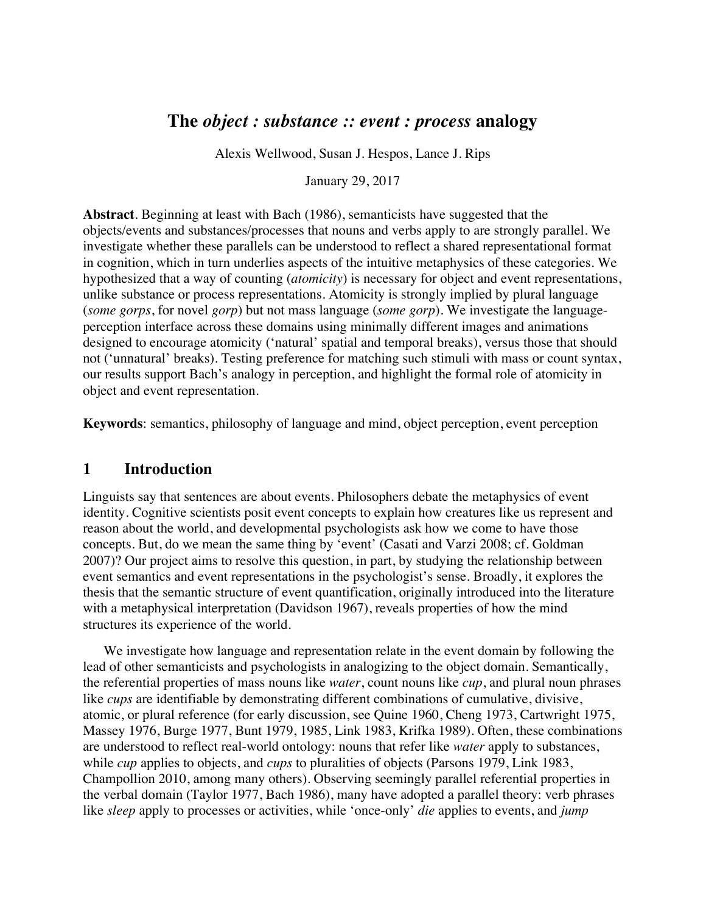# The *object : substance :: event : process* analogy

Alexis Wellwood, Susan J. Hespos, Lance J. Rips

January 29, 2017

**Abstract**. Beginning at least with Bach (1986), semanticists have suggested that the objects/events and substances/processes that nouns and verbs apply to are strongly parallel. We investigate whether these parallels can be understood to reflect a shared representational format in cognition, which in turn underlies aspects of the intuitive metaphysics of these categories. We hypothesized that a way of counting (*atomicity*) is necessary for object and event representations, unlike substance or process representations. Atomicity is strongly implied by plural language (*some gorps*, for novel *gorp*) but not mass language (*some gorp*). We investigate the language-perception interface across these domains using minimally different images and animations designed to encourage atomicity ('natural' spatial and temporal breaks), versus those that should not ('unnatural' breaks). Testing preference for matching such stimuli with mass or count syntax, our results support Bach's analogy in perception, and highlight the formal role of atomicity in object and event representation.

**Keywords**: semantics, philosophy of language and mind, object perception, event perception

## 1 Introduction

Linguists say that sentences are about events. Philosophers debate the metaphysics of event identity. Cognitive scientists posit event concepts to explain how creatures like us represent and reason about the world, and developmental psychologists ask how we come to have those concepts. But, do we mean the same thing by 'event' (Casati and Varzi 2008; cf. Goldman 2007)? Our project aims to resolve this question, in part, by studying the relationship between event semantics and event representations in the psychologist's sense. Broadly, it explores the thesis that the semantic structure of event quantification, originally introduced into the literature with a metaphysical interpretation (Davidson 1967), reveals properties of how the mind structures its experience of the world.

We investigate how language and representation relate in the event domain by following the lead of other semanticists and psychologists in analogizing to the object domain. Semantically, the referential properties of mass nouns like *water*, count nouns like *cup*, and plural noun phrases like *cups* are identifiable by demonstrating different combinations of cumulative, divisive, atomic, or plural reference (for early discussion, see Quine 1960, Cheng 1973, Cartwright 1975, Massey 1976, Burge 1977, Bunt 1979, 1985, Link 1983, Krifka 1989). Often, these combinations are understood to reflect real-world ontology: nouns that refer like *water* apply to substances, while *cup* applies to objects, and *cups* to pluralities of objects (Parsons 1979, Link 1983, Champollion 2010, among many others). Observing seemingly parallel referential properties in the verbal domain (Taylor 1977, Bach 1986), many have adopted a parallel theory: verb phrases like *sleep* apply to processes or activities, while 'once-only' *die* applies to events, and *jump*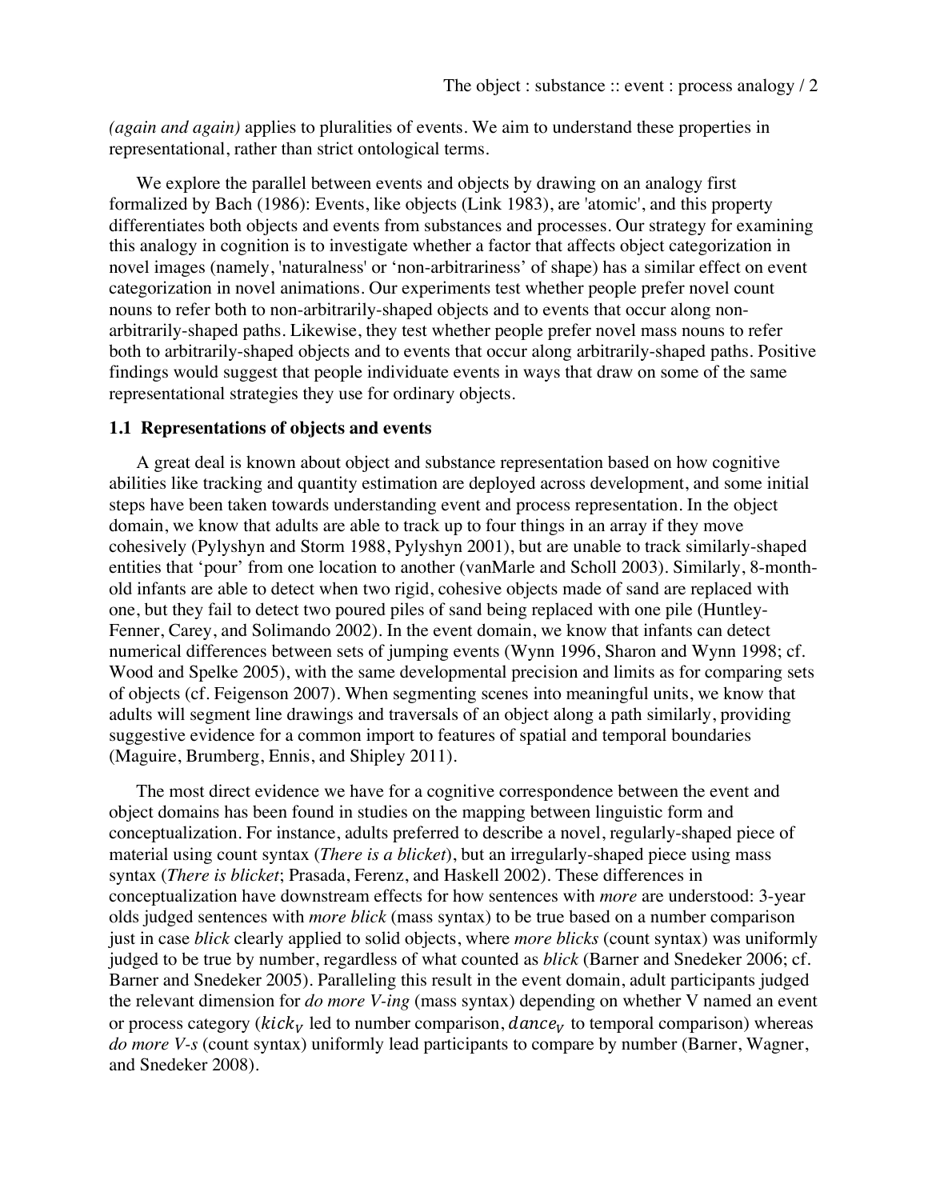*(again and again)* applies to pluralities of events. We aim to understand these properties in representational, rather than strict ontological terms.

We explore the parallel between events and objects by drawing on an analogy first formalized by Bach (1986): Events, like objects (Link 1983), are 'atomic', and this property differentiates both objects and events from substances and processes. Our strategy for examining this analogy in cognition is to investigate whether a factor that affects object categorization in novel images (namely, 'naturalness' or 'non-arbitrariness' of shape) has a similar effect on event categorization in novel animations. Our experiments test whether people prefer novel count nouns to refer both to non-arbitrarily-shaped objects and to events that occur along non-arbitrarily-shaped paths. Likewise, they test whether people prefer novel mass nouns to refer both to arbitrarily-shaped objects and to events that occur along arbitrarily-shaped paths. Positive findings would suggest that people individuate events in ways that draw on some of the same representational strategies they use for ordinary objects.

### 1.1 Representations of objects and events

A great deal is known about object and substance representation based on how cognitive abilities like tracking and quantity estimation are deployed across development, and some initial steps have been taken towards understanding event and process representation. In the object domain, we know that adults are able to track up to four things in an array if they move cohesively (Pylyshyn and Storm 1988, Pylyshyn 2001), but are unable to track similarly-shaped entities that 'pour' from one location to another (vanMarle and Scholl 2003). Similarly, 8-month-old infants are able to detect when two rigid, cohesive objects made of sand are replaced with one, but they fail to detect two poured piles of sand being replaced with one pile (Huntley-Fenner, Carey, and Solimando 2002). In the event domain, we know that infants can detect numerical differences between sets of jumping events (Wynn 1996, Sharon and Wynn 1998; cf. Wood and Spelke 2005), with the same developmental precision and limits as for comparing sets of objects (cf. Feigenson 2007). When segmenting scenes into meaningful units, we know that adults will segment line drawings and traversals of an object along a path similarly, providing suggestive evidence for a common import to features of spatial and temporal boundaries (Maguire, Brumberg, Ennis, and Shipley 2011).

The most direct evidence we have for a cognitive correspondence between the event and object domains has been found in studies on the mapping between linguistic form and conceptualization. For instance, adults preferred to describe a novel, regularly-shaped piece of material using count syntax (*There is a blicket*), but an irregularly-shaped piece using mass syntax (*There is blicket*; Prasada, Ferenz, and Haskell 2002). These differences in conceptualization have downstream effects for how sentences with *more* are understood: 3-year olds judged sentences with *more blick* (mass syntax) to be true based on a number comparison just in case *blick* clearly applied to solid objects, where *more blicks* (count syntax) was uniformly judged to be true by number, regardless of what counted as *blick* (Barner and Snedeker 2006; cf. Barner and Snedeker 2005). Paralleling this result in the event domain, adult participants judged the relevant dimension for *do more V-ing* (mass syntax) depending on whether V named an event or process category ($kick_V$ led to number comparison, $dance_V$ to temporal comparison) whereas *do more V-s* (count syntax) uniformly lead participants to compare by number (Barner, Wagner, and Snedeker 2008).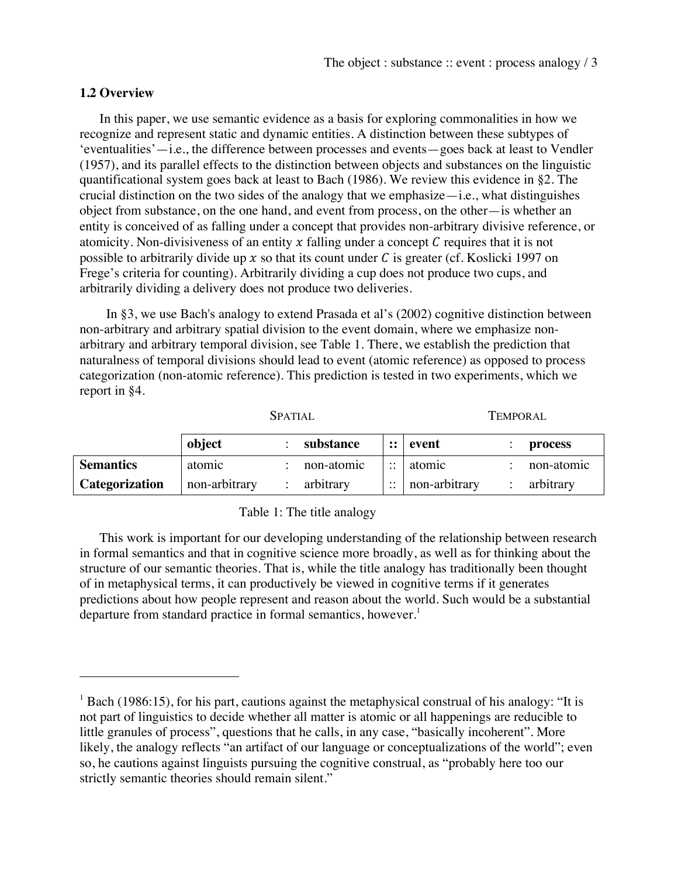### 1.2 Overview

In this paper, we use semantic evidence as a basis for exploring commonalities in how we recognize and represent static and dynamic entities. A distinction between these subtypes of 'eventualities'—i.e., the difference between processes and events—goes back at least to Vendler (1957), and its parallel effects to the distinction between objects and substances on the linguistic quantificational system goes back at least to Bach (1986). We review this evidence in §2. The crucial distinction on the two sides of the analogy that we emphasize—i.e., what distinguishes object from substance, on the one hand, and event from process, on the other—is whether an entity is conceived of as falling under a concept that provides non-arbitrary divisive reference, or atomicity. Non-divisiveness of an entity $x$ falling under a concept $C$ requires that it is not possible to arbitrarily divide up $x$ so that its count under $C$ is greater (cf. Koslicki 1997 on Frege's criteria for counting). Arbitrarily dividing a cup does not produce two cups, and arbitrarily dividing a delivery does not produce two deliveries.

In §3, we use Bach's analogy to extend Prasada et al's (2002) cognitive distinction between non-arbitrary and arbitrary spatial division to the event domain, where we emphasize non-arbitrary and arbitrary temporal division, see Table 1. There, we establish the prediction that naturalness of temporal divisions should lead to event (atomic reference) as opposed to process categorization (non-atomic reference). This prediction is tested in two experiments, which we report in §4.

| | SPATIAL | | | | TEMPORAL | | |
|---|---|---|---|---|---|---|---|
| | **object** | : | **substance** | **::** | **event** | : | **process** |
| **Semantics** | atomic | : | non-atomic | :: | atomic | : | non-atomic |
| **Categorization** | non-arbitrary | : | arbitrary | :: | non-arbitrary | : | arbitrary |

Table 1: The title analogy

This work is important for our developing understanding of the relationship between research in formal semantics and that in cognitive science more broadly, as well as for thinking about the structure of our semantic theories. That is, while the title analogy has traditionally been thought of in metaphysical terms, it can productively be viewed in cognitive terms if it generates predictions about how people represent and reason about the world. Such would be a substantial departure from standard practice in formal semantics, however.[1]

---

[1] Bach (1986:15), for his part, cautions against the metaphysical construal of his analogy: "It is not part of linguistics to decide whether all matter is atomic or all happenings are reducible to little granules of process", questions that he calls, in any case, "basically incoherent". More likely, the analogy reflects "an artifact of our language or conceptualizations of the world"; even so, he cautions against linguists pursuing the cognitive construal, as "probably here too our strictly semantic theories should remain silent."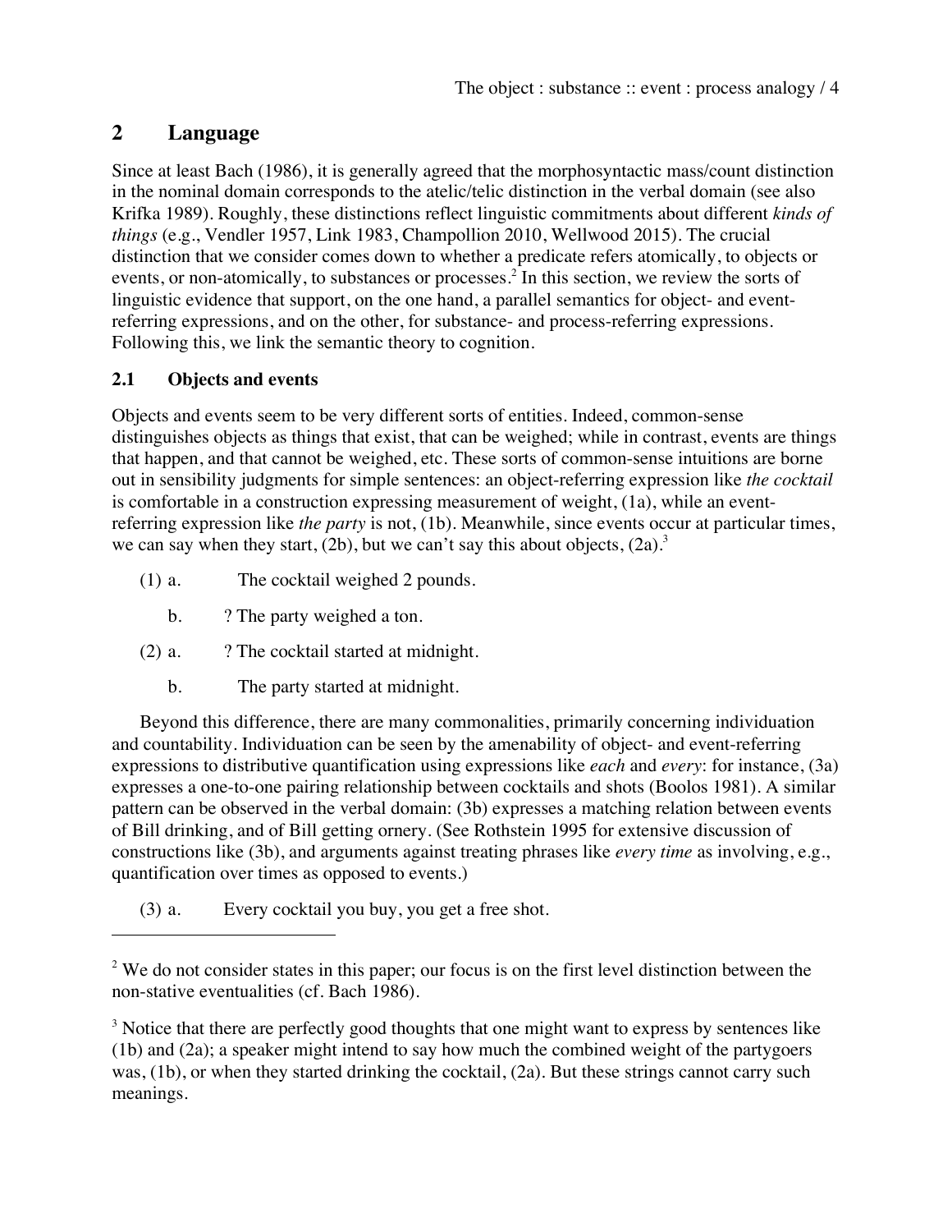## 2 Language

Since at least Bach (1986), it is generally agreed that the morphosyntactic mass/count distinction in the nominal domain corresponds to the atelic/telic distinction in the verbal domain (see also Krifka 1989). Roughly, these distinctions reflect linguistic commitments about different *kinds of things* (e.g., Vendler 1957, Link 1983, Champollion 2010, Wellwood 2015). The crucial distinction that we consider comes down to whether a predicate refers atomically, to objects or events, or non-atomically, to substances or processes.[2] In this section, we review the sorts of linguistic evidence that support, on the one hand, a parallel semantics for object- and event-referring expressions, and on the other, for substance- and process-referring expressions. Following this, we link the semantic theory to cognition.

### 2.1 Objects and events

Objects and events seem to be very different sorts of entities. Indeed, common-sense distinguishes objects as things that exist, that can be weighed; while in contrast, events are things that happen, and that cannot be weighed, etc. These sorts of common-sense intuitions are borne out in sensibility judgments for simple sentences: an object-referring expression like *the cocktail* is comfortable in a construction expressing measurement of weight, (1a), while an event-referring expression like *the party* is not, (1b). Meanwhile, since events occur at particular times, we can say when they start, (2b), but we can't say this about objects, (2a).[3]

(1) a. The cocktail weighed 2 pounds.

  b. ? The party weighed a ton.

(2) a. ? The cocktail started at midnight.

  b. The party started at midnight.

Beyond this difference, there are many commonalities, primarily concerning individuation and countability. Individuation can be seen by the amenability of object- and event-referring expressions to distributive quantification using expressions like *each* and *every*: for instance, (3a) expresses a one-to-one pairing relationship between cocktails and shots (Boolos 1981). A similar pattern can be observed in the verbal domain: (3b) expresses a matching relation between events of Bill drinking, and of Bill getting ornery. (See Rothstein 1995 for extensive discussion of constructions like (3b), and arguments against treating phrases like *every time* as involving, e.g., quantification over times as opposed to events.)

(3) a. Every cocktail you buy, you get a free shot.

---

[2] We do not consider states in this paper; our focus is on the first level distinction between the non-stative eventualities (cf. Bach 1986).

[3] Notice that there are perfectly good thoughts that one might want to express by sentences like (1b) and (2a); a speaker might intend to say how much the combined weight of the partygoers was, (1b), or when they started drinking the cocktail, (2a). But these strings cannot carry such meanings.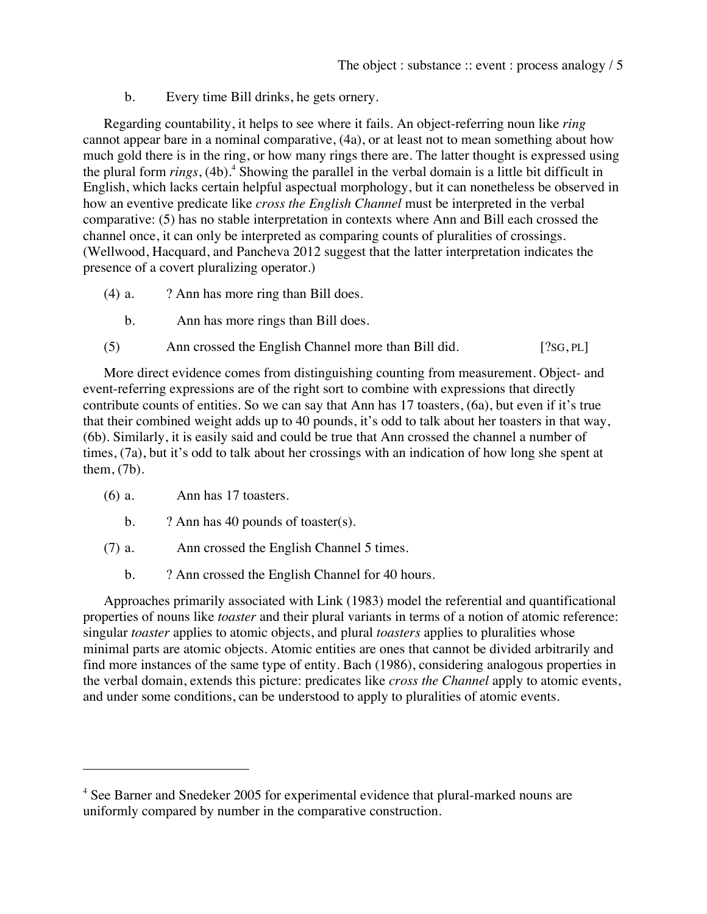b. Every time Bill drinks, he gets ornery.

Regarding countability, it helps to see where it fails. An object-referring noun like *ring* cannot appear bare in a nominal comparative, (4a), or at least not to mean something about how much gold there is in the ring, or how many rings there are. The latter thought is expressed using the plural form *rings*, (4b).[4] Showing the parallel in the verbal domain is a little bit difficult in English, which lacks certain helpful aspectual morphology, but it can nonetheless be observed in how an eventive predicate like *cross the English Channel* must be interpreted in the verbal comparative: (5) has no stable interpretation in contexts where Ann and Bill each crossed the channel once, it can only be interpreted as comparing counts of pluralities of crossings. (Wellwood, Hacquard, and Pancheva 2012 suggest that the latter interpretation indicates the presence of a covert pluralizing operator.)

(4) a. ? Ann has more ring than Bill does.

b. Ann has more rings than Bill does.

(5) Ann crossed the English Channel more than Bill did. [?SG, PL]

More direct evidence comes from distinguishing counting from measurement. Object- and event-referring expressions are of the right sort to combine with expressions that directly contribute counts of entities. So we can say that Ann has 17 toasters, (6a), but even if it's true that their combined weight adds up to 40 pounds, it's odd to talk about her toasters in that way, (6b). Similarly, it is easily said and could be true that Ann crossed the channel a number of times, (7a), but it's odd to talk about her crossings with an indication of how long she spent at them, (7b).

(6) a. Ann has 17 toasters.

b. ? Ann has 40 pounds of toaster(s).

(7) a. Ann crossed the English Channel 5 times.

b. ? Ann crossed the English Channel for 40 hours.

Approaches primarily associated with Link (1983) model the referential and quantificational properties of nouns like *toaster* and their plural variants in terms of a notion of atomic reference: singular *toaster* applies to atomic objects, and plural *toasters* applies to pluralities whose minimal parts are atomic objects. Atomic entities are ones that cannot be divided arbitrarily and find more instances of the same type of entity. Bach (1986), considering analogous properties in the verbal domain, extends this picture: predicates like *cross the Channel* apply to atomic events, and under some conditions, can be understood to apply to pluralities of atomic events.

---

[4] See Barner and Snedeker 2005 for experimental evidence that plural-marked nouns are uniformly compared by number in the comparative construction.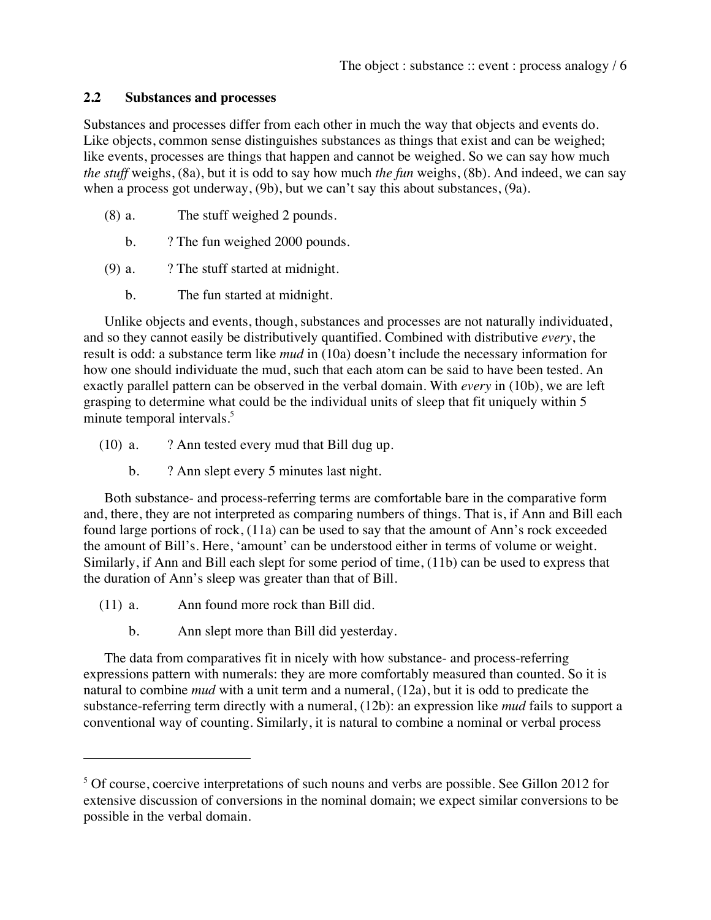## 2.2 Substances and processes

Substances and processes differ from each other in much the way that objects and events do. Like objects, common sense distinguishes substances as things that exist and can be weighed; like events, processes are things that happen and cannot be weighed. So we can say how much *the stuff* weighs, (8a), but it is odd to say how much *the fun* weighs, (8b). And indeed, we can say when a process got underway, (9b), but we can't say this about substances, (9a).

(8) a. The stuff weighed 2 pounds.

b. ? The fun weighed 2000 pounds.

(9) a. ? The stuff started at midnight.

b. The fun started at midnight.

Unlike objects and events, though, substances and processes are not naturally individuated, and so they cannot easily be distributively quantified. Combined with distributive *every*, the result is odd: a substance term like *mud* in (10a) doesn't include the necessary information for how one should individuate the mud, such that each atom can be said to have been tested. An exactly parallel pattern can be observed in the verbal domain. With *every* in (10b), we are left grasping to determine what could be the individual units of sleep that fit uniquely within 5 minute temporal intervals.[5]

(10) a. ? Ann tested every mud that Bill dug up.

b. ? Ann slept every 5 minutes last night.

Both substance- and process-referring terms are comfortable bare in the comparative form and, there, they are not interpreted as comparing numbers of things. That is, if Ann and Bill each found large portions of rock, (11a) can be used to say that the amount of Ann's rock exceeded the amount of Bill's. Here, 'amount' can be understood either in terms of volume or weight. Similarly, if Ann and Bill each slept for some period of time, (11b) can be used to express that the duration of Ann's sleep was greater than that of Bill.

(11) a. Ann found more rock than Bill did.

b. Ann slept more than Bill did yesterday.

The data from comparatives fit in nicely with how substance- and process-referring expressions pattern with numerals: they are more comfortably measured than counted. So it is natural to combine *mud* with a unit term and a numeral, (12a), but it is odd to predicate the substance-referring term directly with a numeral, (12b): an expression like *mud* fails to support a conventional way of counting. Similarly, it is natural to combine a nominal or verbal process

---

[5] Of course, coercive interpretations of such nouns and verbs are possible. See Gillon 2012 for extensive discussion of conversions in the nominal domain; we expect similar conversions to be possible in the verbal domain.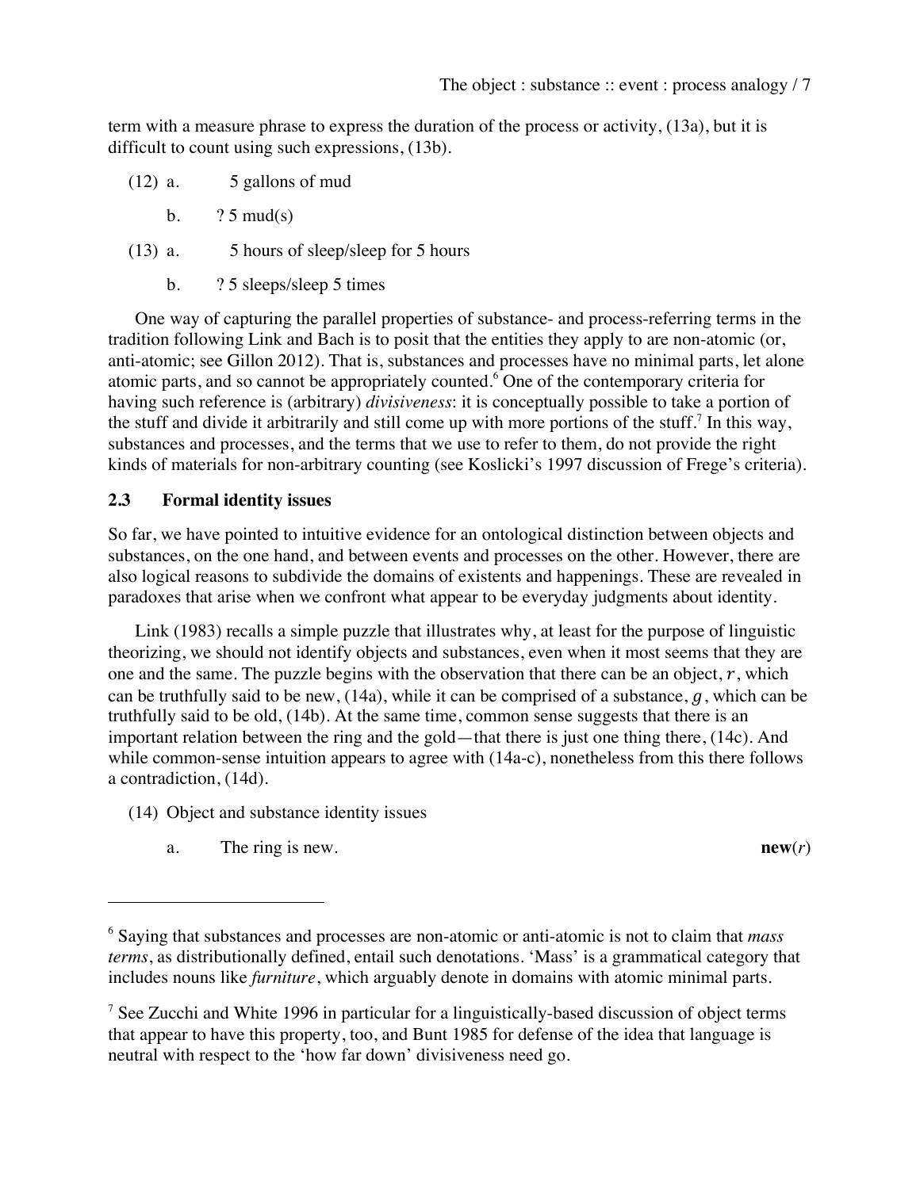term with a measure phrase to express the duration of the process or activity, (13a), but it is difficult to count using such expressions, (13b).

(12) a. 5 gallons of mud

b. ? 5 mud(s)

(13) a. 5 hours of sleep/sleep for 5 hours

b. ? 5 sleeps/sleep 5 times

One way of capturing the parallel properties of substance- and process-referring terms in the tradition following Link and Bach is to posit that the entities they apply to are non-atomic (or, anti-atomic; see Gillon 2012). That is, substances and processes have no minimal parts, let alone atomic parts, and so cannot be appropriately counted.[6] One of the contemporary criteria for having such reference is (arbitrary) *divisiveness*: it is conceptually possible to take a portion of the stuff and divide it arbitrarily and still come up with more portions of the stuff.[7] In this way, substances and processes, and the terms that we use to refer to them, do not provide the right kinds of materials for non-arbitrary counting (see Koslicki's 1997 discussion of Frege's criteria).

### 2.3 Formal identity issues

So far, we have pointed to intuitive evidence for an ontological distinction between objects and substances, on the one hand, and between events and processes on the other. However, there are also logical reasons to subdivide the domains of existents and happenings. These are revealed in paradoxes that arise when we confront what appear to be everyday judgments about identity.

Link (1983) recalls a simple puzzle that illustrates why, at least for the purpose of linguistic theorizing, we should not identify objects and substances, even when it most seems that they are one and the same. The puzzle begins with the observation that there can be an object, $r$, which can be truthfully said to be new, (14a), while it can be comprised of a substance, $g$, which can be truthfully said to be old, (14b). At the same time, common sense suggests that there is an important relation between the ring and the gold—that there is just one thing there, (14c). And while common-sense intuition appears to agree with (14a-c), nonetheless from this there follows a contradiction, (14d).

(14) Object and substance identity issues

a. The ring is new. **new**($r$)

---

[6] Saying that substances and processes are non-atomic or anti-atomic is not to claim that *mass terms*, as distributionally defined, entail such denotations. 'Mass' is a grammatical category that includes nouns like *furniture*, which arguably denote in domains with atomic minimal parts.

[7] See Zucchi and White 1996 in particular for a linguistically-based discussion of object terms that appear to have this property, too, and Bunt 1985 for defense of the idea that language is neutral with respect to the 'how far down' divisiveness need go.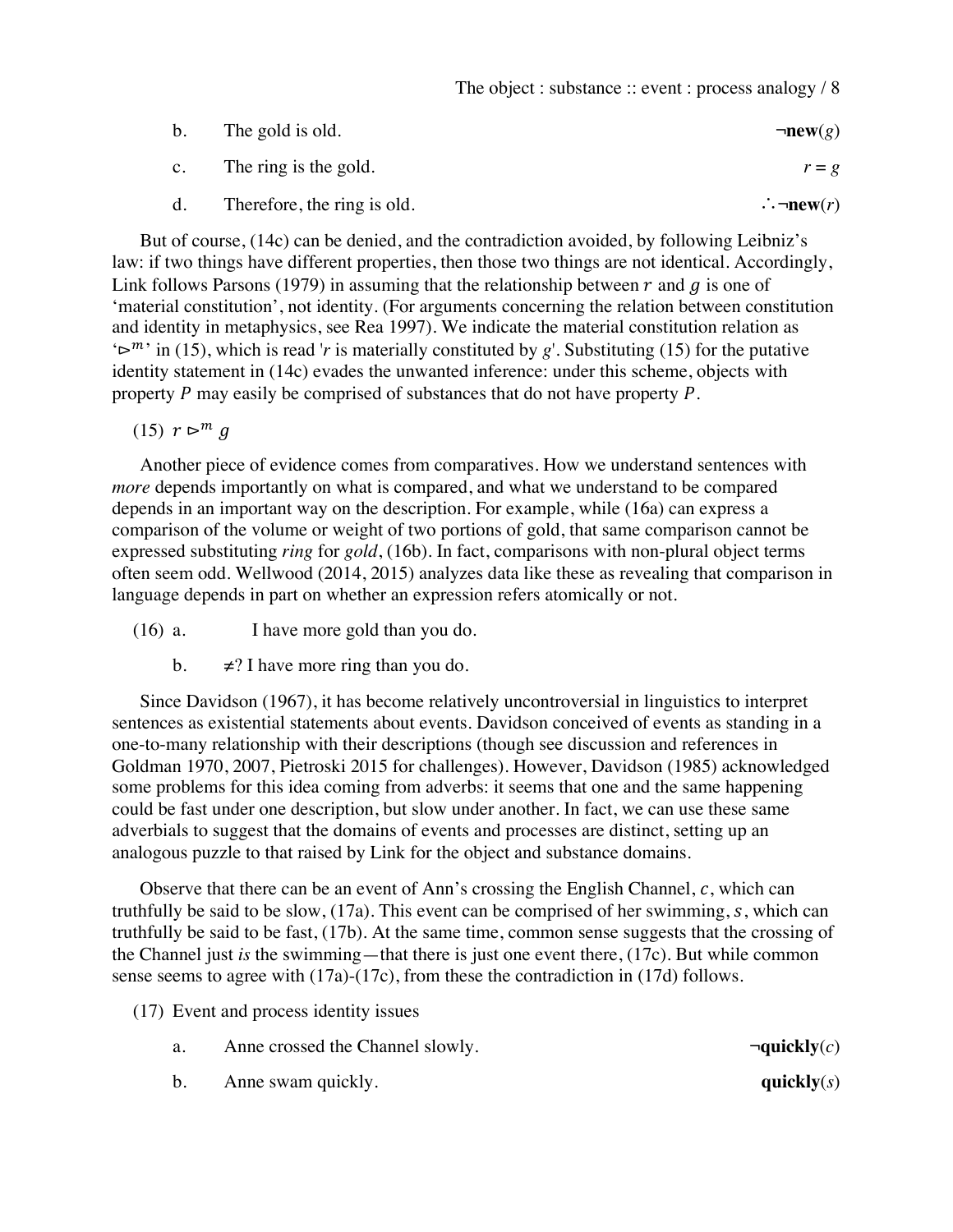b. The gold is old. $\neg\textbf{new}(g)$

c. The ring is the gold. $r = g$

d. Therefore, the ring is old. $\therefore\neg\textbf{new}(r)$

But of course, (14c) can be denied, and the contradiction avoided, by following Leibniz's law: if two things have different properties, then those two things are not identical. Accordingly, Link follows Parsons (1979) in assuming that the relationship between $r$ and $g$ is one of 'material constitution', not identity. (For arguments concerning the relation between constitution and identity in metaphysics, see Rea 1997). We indicate the material constitution relation as '$\rhd^m$' in (15), which is read '$r$ is materially constituted by $g$'. Substituting (15) for the putative identity statement in (14c) evades the unwanted inference: under this scheme, objects with property $P$ may easily be comprised of substances that do not have property $P$.

(15) $r \rhd^m g$

Another piece of evidence comes from comparatives. How we understand sentences with *more* depends importantly on what is compared, and what we understand to be compared depends in an important way on the description. For example, while (16a) can express a comparison of the volume or weight of two portions of gold, that same comparison cannot be expressed substituting *ring* for *gold*, (16b). In fact, comparisons with non-plural object terms often seem odd. Wellwood (2014, 2015) analyzes data like these as revealing that comparison in language depends in part on whether an expression refers atomically or not.

(16) a. I have more gold than you do.

b. ≠? I have more ring than you do.

Since Davidson (1967), it has become relatively uncontroversial in linguistics to interpret sentences as existential statements about events. Davidson conceived of events as standing in a one-to-many relationship with their descriptions (though see discussion and references in Goldman 1970, 2007, Pietroski 2015 for challenges). However, Davidson (1985) acknowledged some problems for this idea coming from adverbs: it seems that one and the same happening could be fast under one description, but slow under another. In fact, we can use these same adverbials to suggest that the domains of events and processes are distinct, setting up an analogous puzzle to that raised by Link for the object and substance domains.

Observe that there can be an event of Ann's crossing the English Channel, $c$, which can truthfully be said to be slow, (17a). This event can be comprised of her swimming, $s$, which can truthfully be said to be fast, (17b). At the same time, common sense suggests that the crossing of the Channel just *is* the swimming—that there is just one event there, (17c). But while common sense seems to agree with (17a)-(17c), from these the contradiction in (17d) follows.

(17) Event and process identity issues

a. Anne crossed the Channel slowly. $\neg\textbf{quickly}(c)$

b. Anne swam quickly. $\textbf{quickly}(s)$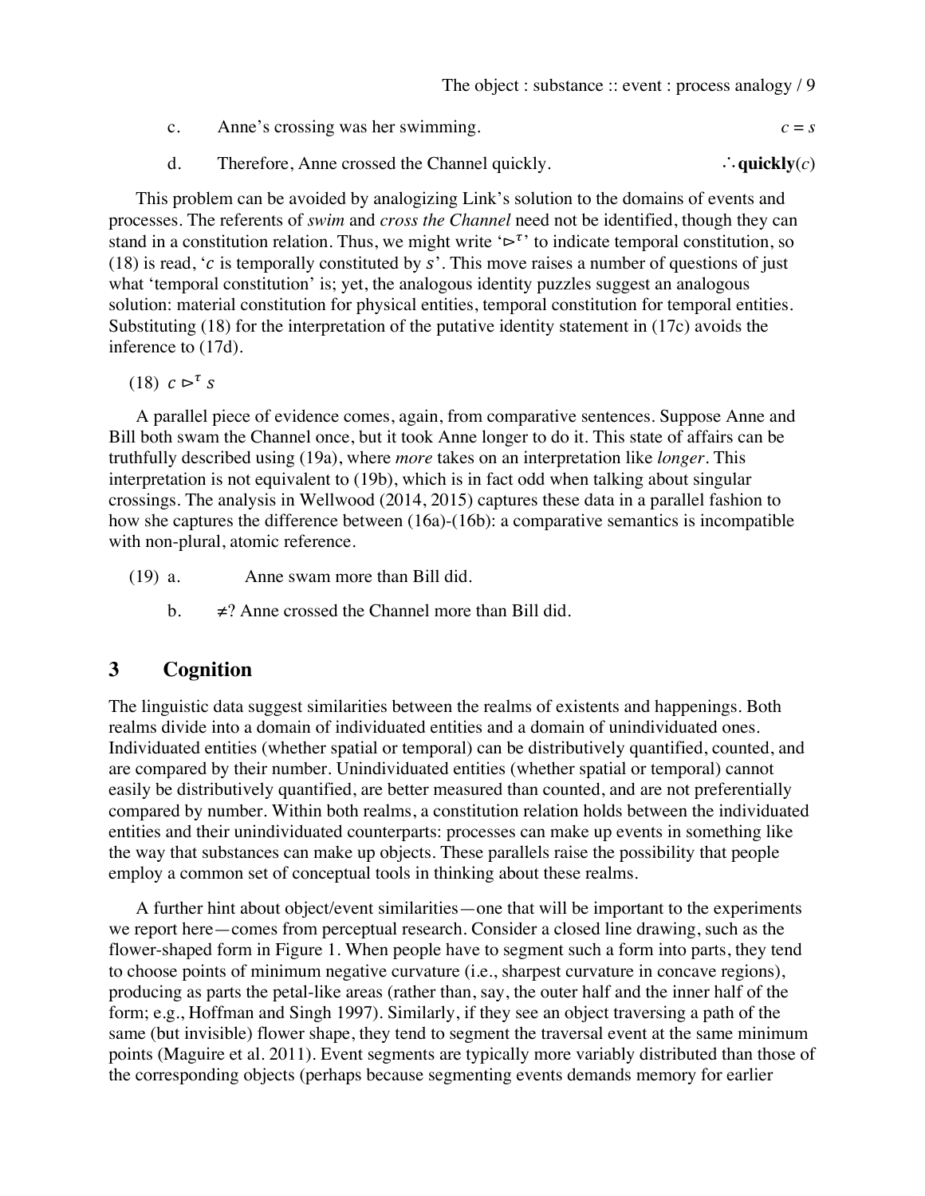c. Anne's crossing was her swimming. $c = s$

d. Therefore, Anne crossed the Channel quickly. $\therefore$ **quickly**($c$)

This problem can be avoided by analogizing Link's solution to the domains of events and processes. The referents of *swim* and *cross the Channel* need not be identified, though they can stand in a constitution relation. Thus, we might write '$\rhd^{\tau}$' to indicate temporal constitution, so (18) is read, '$c$ is temporally constituted by $s$'. This move raises a number of questions of just what 'temporal constitution' is; yet, the analogous identity puzzles suggest an analogous solution: material constitution for physical entities, temporal constitution for temporal entities. Substituting (18) for the interpretation of the putative identity statement in (17c) avoids the inference to (17d).

(18) $c \rhd^{\tau} s$

A parallel piece of evidence comes, again, from comparative sentences. Suppose Anne and Bill both swam the Channel once, but it took Anne longer to do it. This state of affairs can be truthfully described using (19a), where *more* takes on an interpretation like *longer*. This interpretation is not equivalent to (19b), which is in fact odd when talking about singular crossings. The analysis in Wellwood (2014, 2015) captures these data in a parallel fashion to how she captures the difference between (16a)-(16b): a comparative semantics is incompatible with non-plural, atomic reference.

(19) a. Anne swam more than Bill did.

b. ≠? Anne crossed the Channel more than Bill did.

## 3 Cognition

The linguistic data suggest similarities between the realms of existents and happenings. Both realms divide into a domain of individuated entities and a domain of unindividuated ones. Individuated entities (whether spatial or temporal) can be distributively quantified, counted, and are compared by their number. Unindividuated entities (whether spatial or temporal) cannot easily be distributively quantified, are better measured than counted, and are not preferentially compared by number. Within both realms, a constitution relation holds between the individuated entities and their unindividuated counterparts: processes can make up events in something like the way that substances can make up objects. These parallels raise the possibility that people employ a common set of conceptual tools in thinking about these realms.

A further hint about object/event similarities—one that will be important to the experiments we report here—comes from perceptual research. Consider a closed line drawing, such as the flower-shaped form in Figure 1. When people have to segment such a form into parts, they tend to choose points of minimum negative curvature (i.e., sharpest curvature in concave regions), producing as parts the petal-like areas (rather than, say, the outer half and the inner half of the form; e.g., Hoffman and Singh 1997). Similarly, if they see an object traversing a path of the same (but invisible) flower shape, they tend to segment the traversal event at the same minimum points (Maguire et al. 2011). Event segments are typically more variably distributed than those of the corresponding objects (perhaps because segmenting events demands memory for earlier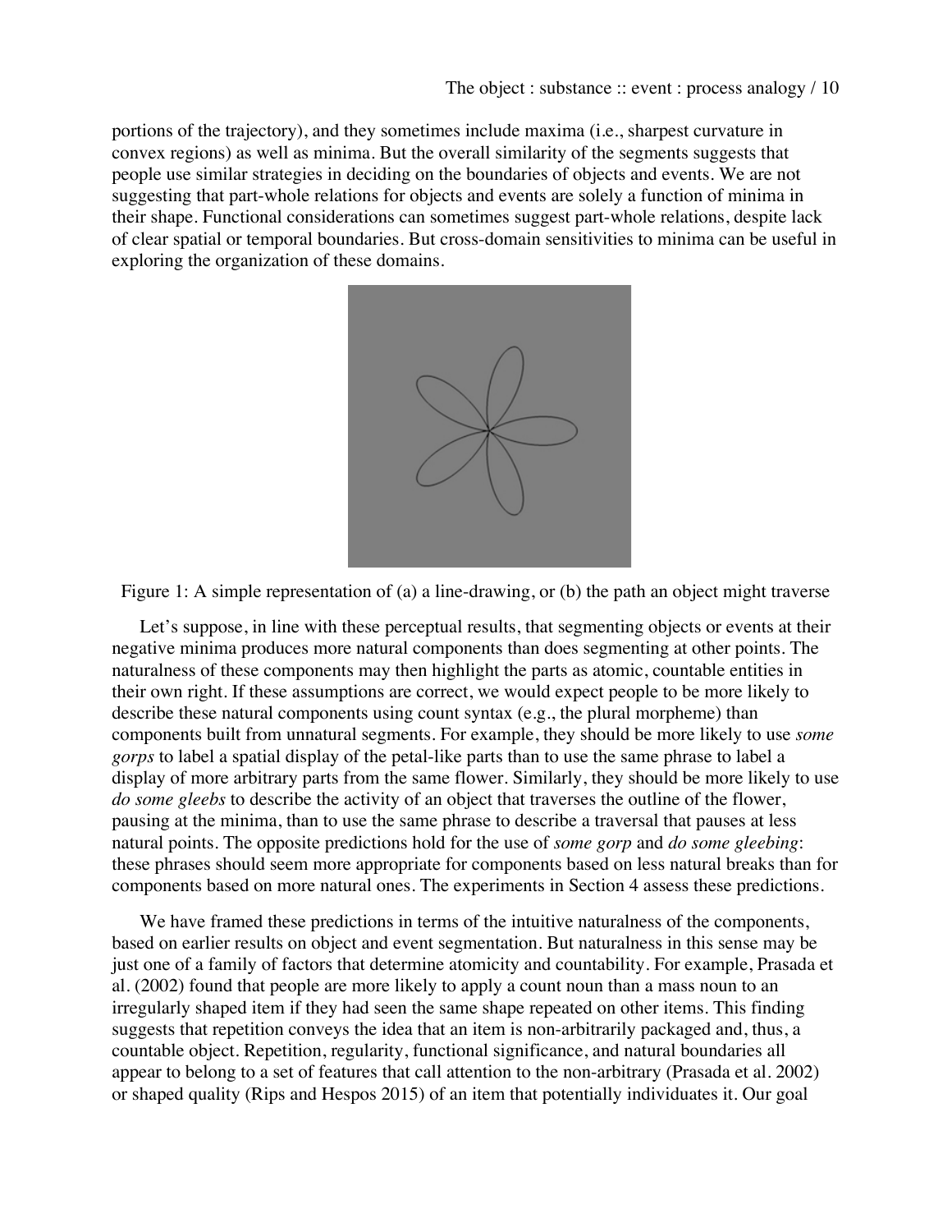portions of the trajectory), and they sometimes include maxima (i.e., sharpest curvature in convex regions) as well as minima. But the overall similarity of the segments suggests that people use similar strategies in deciding on the boundaries of objects and events. We are not suggesting that part-whole relations for objects and events are solely a function of minima in their shape. Functional considerations can sometimes suggest part-whole relations, despite lack of clear spatial or temporal boundaries. But cross-domain sensitivities to minima can be useful in exploring the organization of these domains.

Figure 1: A simple representation of (a) a line-drawing, or (b) the path an object might traverse

Let's suppose, in line with these perceptual results, that segmenting objects or events at their negative minima produces more natural components than does segmenting at other points. The naturalness of these components may then highlight the parts as atomic, countable entities in their own right. If these assumptions are correct, we would expect people to be more likely to describe these natural components using count syntax (e.g., the plural morpheme) than components built from unnatural segments. For example, they should be more likely to use *some gorps* to label a spatial display of the petal-like parts than to use the same phrase to label a display of more arbitrary parts from the same flower. Similarly, they should be more likely to use *do some gleebs* to describe the activity of an object that traverses the outline of the flower, pausing at the minima, than to use the same phrase to describe a traversal that pauses at less natural points. The opposite predictions hold for the use of *some gorp* and *do some gleebing*: these phrases should seem more appropriate for components based on less natural breaks than for components based on more natural ones. The experiments in Section 4 assess these predictions.

We have framed these predictions in terms of the intuitive naturalness of the components, based on earlier results on object and event segmentation. But naturalness in this sense may be just one of a family of factors that determine atomicity and countability. For example, Prasada et al. (2002) found that people are more likely to apply a count noun than a mass noun to an irregularly shaped item if they had seen the same shape repeated on other items. This finding suggests that repetition conveys the idea that an item is non-arbitrarily packaged and, thus, a countable object. Repetition, regularity, functional significance, and natural boundaries all appear to belong to a set of features that call attention to the non-arbitrary (Prasada et al. 2002) or shaped quality (Rips and Hespos 2015) of an item that potentially individuates it. Our goal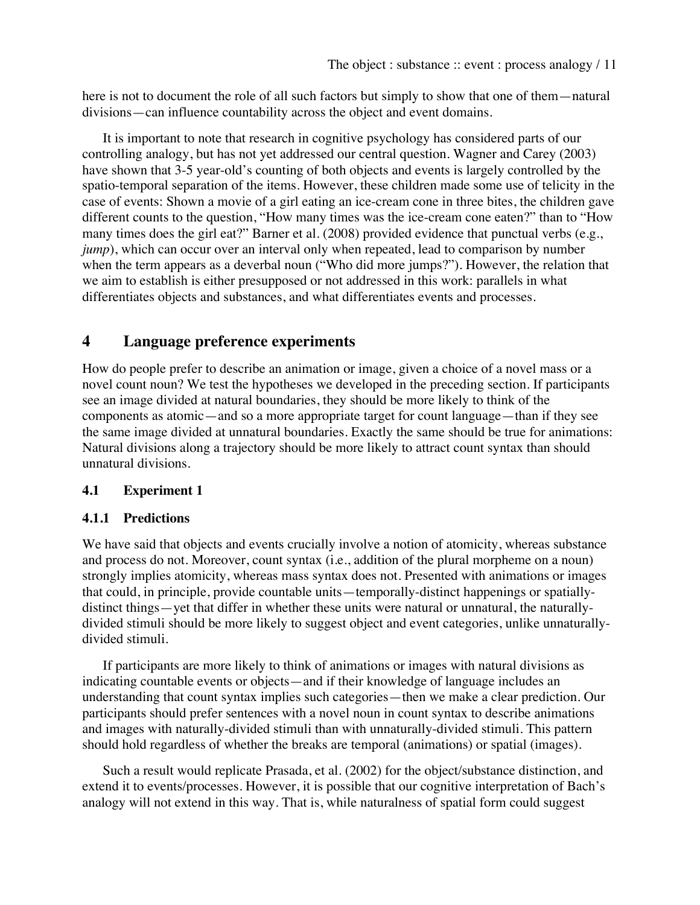here is not to document the role of all such factors but simply to show that one of them—natural divisions—can influence countability across the object and event domains.

It is important to note that research in cognitive psychology has considered parts of our controlling analogy, but has not yet addressed our central question. Wagner and Carey (2003) have shown that 3-5 year-old's counting of both objects and events is largely controlled by the spatio-temporal separation of the items. However, these children made some use of telicity in the case of events: Shown a movie of a girl eating an ice-cream cone in three bites, the children gave different counts to the question, "How many times was the ice-cream cone eaten?" than to "How many times does the girl eat?" Barner et al. (2008) provided evidence that punctual verbs (e.g., *jump*), which can occur over an interval only when repeated, lead to comparison by number when the term appears as a deverbal noun ("Who did more jumps?"). However, the relation that we aim to establish is either presupposed or not addressed in this work: parallels in what differentiates objects and substances, and what differentiates events and processes.

## 4 Language preference experiments

How do people prefer to describe an animation or image, given a choice of a novel mass or a novel count noun? We test the hypotheses we developed in the preceding section. If participants see an image divided at natural boundaries, they should be more likely to think of the components as atomic—and so a more appropriate target for count language—than if they see the same image divided at unnatural boundaries. Exactly the same should be true for animations: Natural divisions along a trajectory should be more likely to attract count syntax than should unnatural divisions.

### 4.1 Experiment 1

#### 4.1.1 Predictions

We have said that objects and events crucially involve a notion of atomicity, whereas substance and process do not. Moreover, count syntax (i.e., addition of the plural morpheme on a noun) strongly implies atomicity, whereas mass syntax does not. Presented with animations or images that could, in principle, provide countable units—temporally-distinct happenings or spatially-distinct things—yet that differ in whether these units were natural or unnatural, the naturally-divided stimuli should be more likely to suggest object and event categories, unlike unnaturally-divided stimuli.

If participants are more likely to think of animations or images with natural divisions as indicating countable events or objects—and if their knowledge of language includes an understanding that count syntax implies such categories—then we make a clear prediction. Our participants should prefer sentences with a novel noun in count syntax to describe animations and images with naturally-divided stimuli than with unnaturally-divided stimuli. This pattern should hold regardless of whether the breaks are temporal (animations) or spatial (images).

Such a result would replicate Prasada, et al. (2002) for the object/substance distinction, and extend it to events/processes. However, it is possible that our cognitive interpretation of Bach's analogy will not extend in this way. That is, while naturalness of spatial form could suggest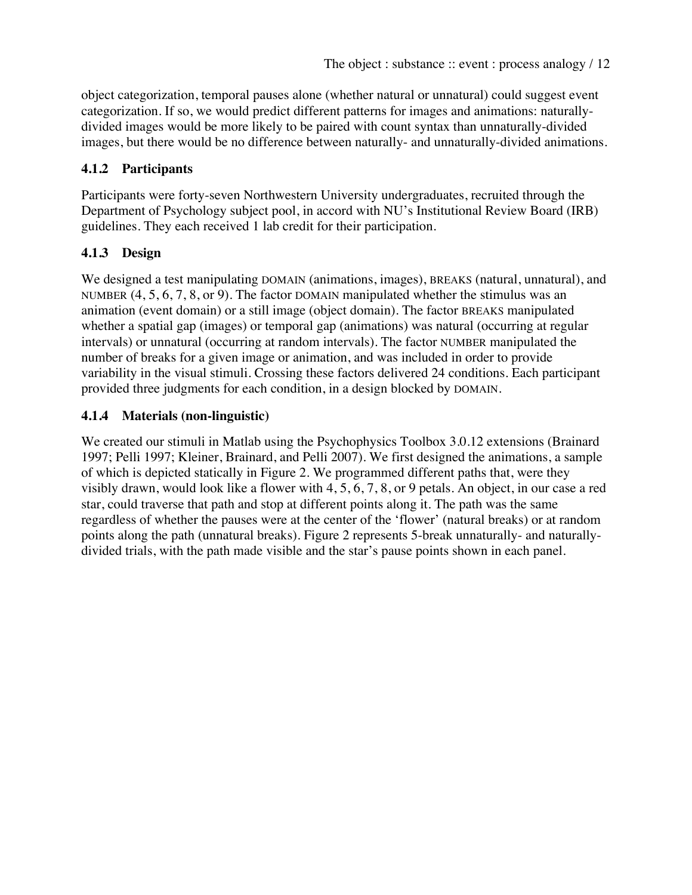object categorization, temporal pauses alone (whether natural or unnatural) could suggest event categorization. If so, we would predict different patterns for images and animations: naturally-divided images would be more likely to be paired with count syntax than unnaturally-divided images, but there would be no difference between naturally- and unnaturally-divided animations.

### 4.1.2 Participants

Participants were forty-seven Northwestern University undergraduates, recruited through the Department of Psychology subject pool, in accord with NU's Institutional Review Board (IRB) guidelines. They each received 1 lab credit for their participation.

### 4.1.3 Design

We designed a test manipulating DOMAIN (animations, images), BREAKS (natural, unnatural), and NUMBER (4, 5, 6, 7, 8, or 9). The factor DOMAIN manipulated whether the stimulus was an animation (event domain) or a still image (object domain). The factor BREAKS manipulated whether a spatial gap (images) or temporal gap (animations) was natural (occurring at regular intervals) or unnatural (occurring at random intervals). The factor NUMBER manipulated the number of breaks for a given image or animation, and was included in order to provide variability in the visual stimuli. Crossing these factors delivered 24 conditions. Each participant provided three judgments for each condition, in a design blocked by DOMAIN.

### 4.1.4 Materials (non-linguistic)

We created our stimuli in Matlab using the Psychophysics Toolbox 3.0.12 extensions (Brainard 1997; Pelli 1997; Kleiner, Brainard, and Pelli 2007). We first designed the animations, a sample of which is depicted statically in Figure 2. We programmed different paths that, were they visibly drawn, would look like a flower with 4, 5, 6, 7, 8, or 9 petals. An object, in our case a red star, could traverse that path and stop at different points along it. The path was the same regardless of whether the pauses were at the center of the 'flower' (natural breaks) or at random points along the path (unnatural breaks). Figure 2 represents 5-break unnaturally- and naturally-divided trials, with the path made visible and the star's pause points shown in each panel.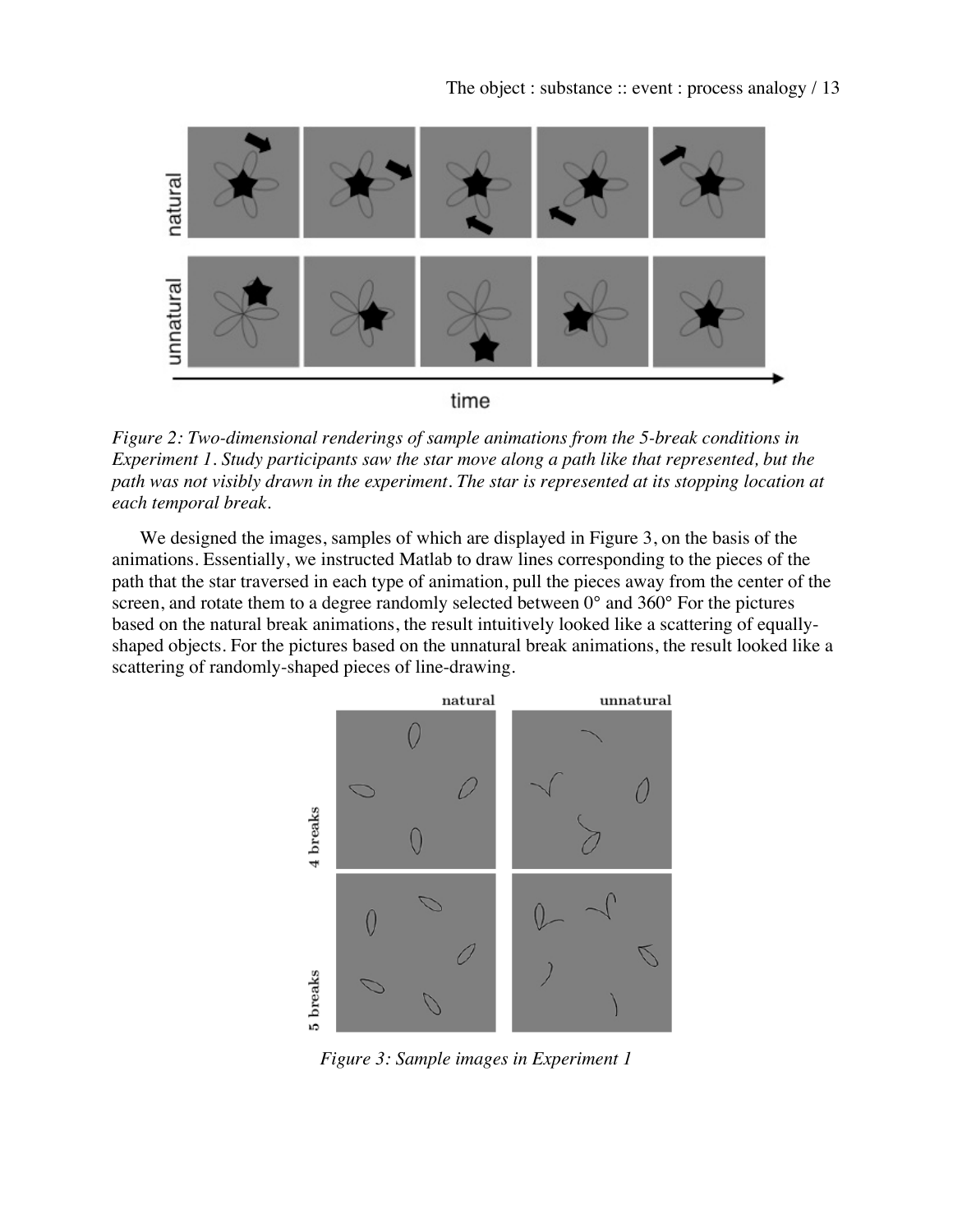*Figure 2: Two-dimensional renderings of sample animations from the 5-break conditions in Experiment 1. Study participants saw the star move along a path like that represented, but the path was not visibly drawn in the experiment. The star is represented at its stopping location at each temporal break.*

We designed the images, samples of which are displayed in Figure 3, on the basis of the animations. Essentially, we instructed Matlab to draw lines corresponding to the pieces of the path that the star traversed in each type of animation, pull the pieces away from the center of the screen, and rotate them to a degree randomly selected between 0° and 360° For the pictures based on the natural break animations, the result intuitively looked like a scattering of equally-shaped objects. For the pictures based on the unnatural break animations, the result looked like a scattering of randomly-shaped pieces of line-drawing.

*Figure 3: Sample images in Experiment 1*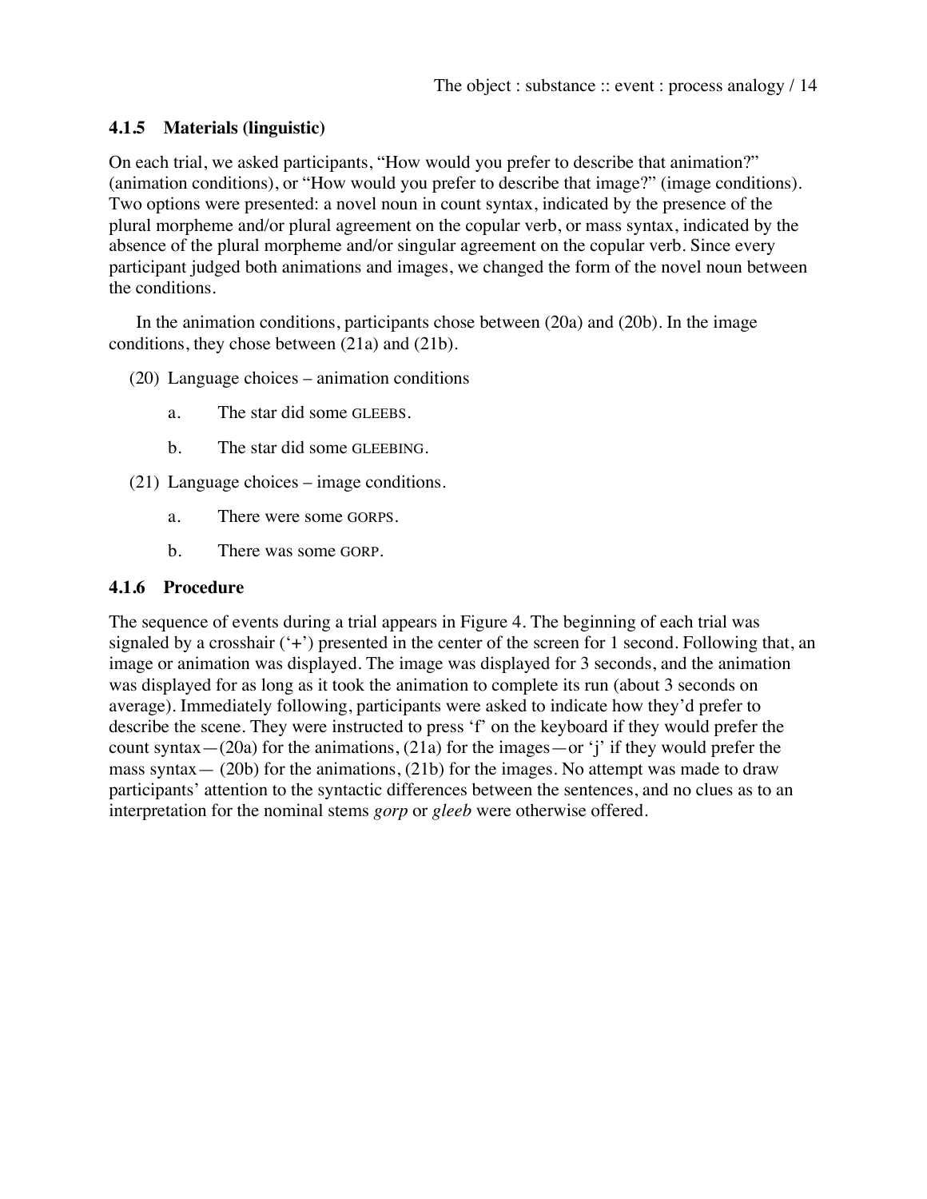### 4.1.5 Materials (linguistic)

On each trial, we asked participants, "How would you prefer to describe that animation?" (animation conditions), or "How would you prefer to describe that image?" (image conditions). Two options were presented: a novel noun in count syntax, indicated by the presence of the plural morpheme and/or plural agreement on the copular verb, or mass syntax, indicated by the absence of the plural morpheme and/or singular agreement on the copular verb. Since every participant judged both animations and images, we changed the form of the novel noun between the conditions.

In the animation conditions, participants chose between (20a) and (20b). In the image conditions, they chose between (21a) and (21b).

(20) Language choices – animation conditions

  a. The star did some GLEEBS.

  b. The star did some GLEEBING.

(21) Language choices – image conditions.

  a. There were some GORPS.

  b. There was some GORP.

### 4.1.6 Procedure

The sequence of events during a trial appears in Figure 4. The beginning of each trial was signaled by a crosshair ('+') presented in the center of the screen for 1 second. Following that, an image or animation was displayed. The image was displayed for 3 seconds, and the animation was displayed for as long as it took the animation to complete its run (about 3 seconds on average). Immediately following, participants were asked to indicate how they'd prefer to describe the scene. They were instructed to press 'f' on the keyboard if they would prefer the count syntax—(20a) for the animations, (21a) for the images—or 'j' if they would prefer the mass syntax— (20b) for the animations, (21b) for the images. No attempt was made to draw participants' attention to the syntactic differences between the sentences, and no clues as to an interpretation for the nominal stems *gorp* or *gleeb* were otherwise offered.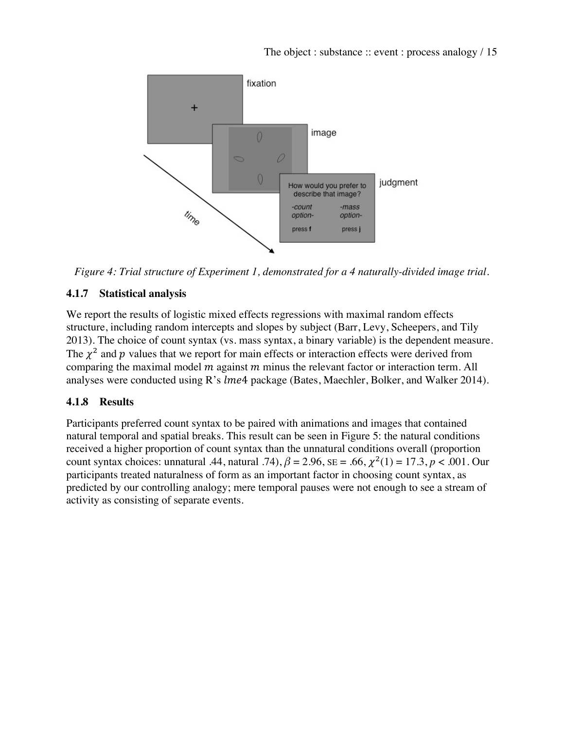*Figure 4: Trial structure of Experiment 1, demonstrated for a 4 naturally-divided image trial.*

### 4.1.7 Statistical analysis

We report the results of logistic mixed effects regressions with maximal random effects structure, including random intercepts and slopes by subject (Barr, Levy, Scheepers, and Tily 2013). The choice of count syntax (vs. mass syntax, a binary variable) is the dependent measure. The $\chi^2$ and $p$ values that we report for main effects or interaction effects were derived from comparing the maximal model $m$ against $m$ minus the relevant factor or interaction term. All analyses were conducted using R's $lme4$ package (Bates, Maechler, Bolker, and Walker 2014).

### 4.1.8 Results

Participants preferred count syntax to be paired with animations and images that contained natural temporal and spatial breaks. This result can be seen in Figure 5: the natural conditions received a higher proportion of count syntax than the unnatural conditions overall (proportion count syntax choices: unnatural .44, natural .74), $\beta = 2.96$, SE = .66, $\chi^2(1) = 17.3$, $p < .001$. Our participants treated naturalness of form as an important factor in choosing count syntax, as predicted by our controlling analogy; mere temporal pauses were not enough to see a stream of activity as consisting of separate events.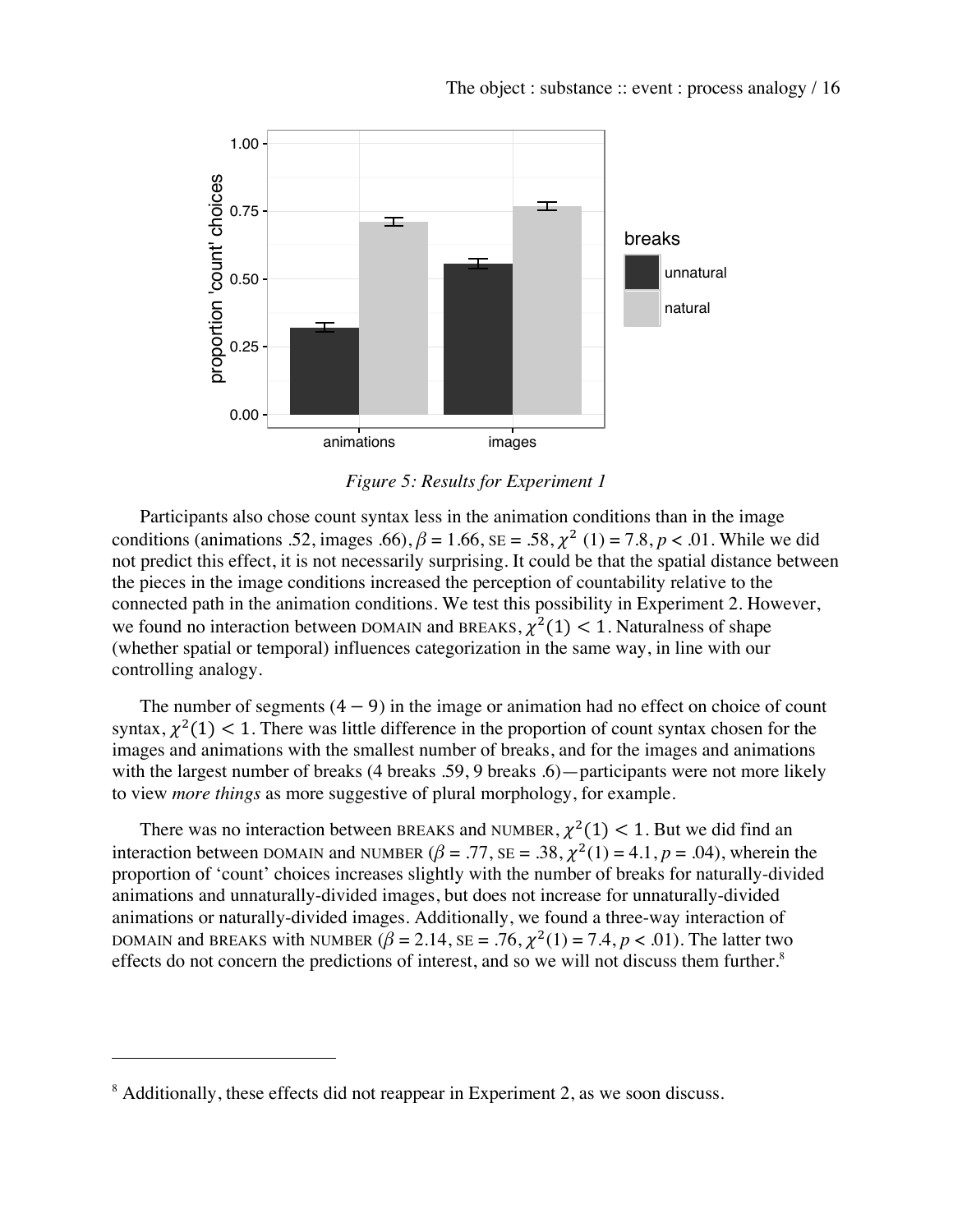*Figure 5: Results for Experiment 1*

Participants also chose count syntax less in the animation conditions than in the image conditions (animations .52, images .66), $\beta$ = 1.66, SE = .58, $\chi^2$ (1) = 7.8, $p$ < .01. While we did not predict this effect, it is not necessarily surprising. It could be that the spatial distance between the pieces in the image conditions increased the perception of countability relative to the connected path in the animation conditions. We test this possibility in Experiment 2. However, we found no interaction between DOMAIN and BREAKS, $\chi^2(1) < 1$. Naturalness of shape (whether spatial or temporal) influences categorization in the same way, in line with our controlling analogy.

The number of segments $(4 - 9)$ in the image or animation had no effect on choice of count syntax, $\chi^2(1) < 1$. There was little difference in the proportion of count syntax chosen for the images and animations with the smallest number of breaks, and for the images and animations with the largest number of breaks (4 breaks .59, 9 breaks .6)—participants were not more likely to view *more things* as more suggestive of plural morphology, for example.

There was no interaction between BREAKS and NUMBER, $\chi^2(1) < 1$. But we did find an interaction between DOMAIN and NUMBER ($\beta$ = .77, SE = .38, $\chi^2(1)$ = 4.1, $p$ = .04), wherein the proportion of 'count' choices increases slightly with the number of breaks for naturally-divided animations and unnaturally-divided images, but does not increase for unnaturally-divided animations or naturally-divided images. Additionally, we found a three-way interaction of DOMAIN and BREAKS with NUMBER ($\beta$ = 2.14, SE = .76, $\chi^2(1)$ = 7.4, $p$ < .01). The latter two effects do not concern the predictions of interest, and so we will not discuss them further.[8]

---

[8] Additionally, these effects did not reappear in Experiment 2, as we soon discuss.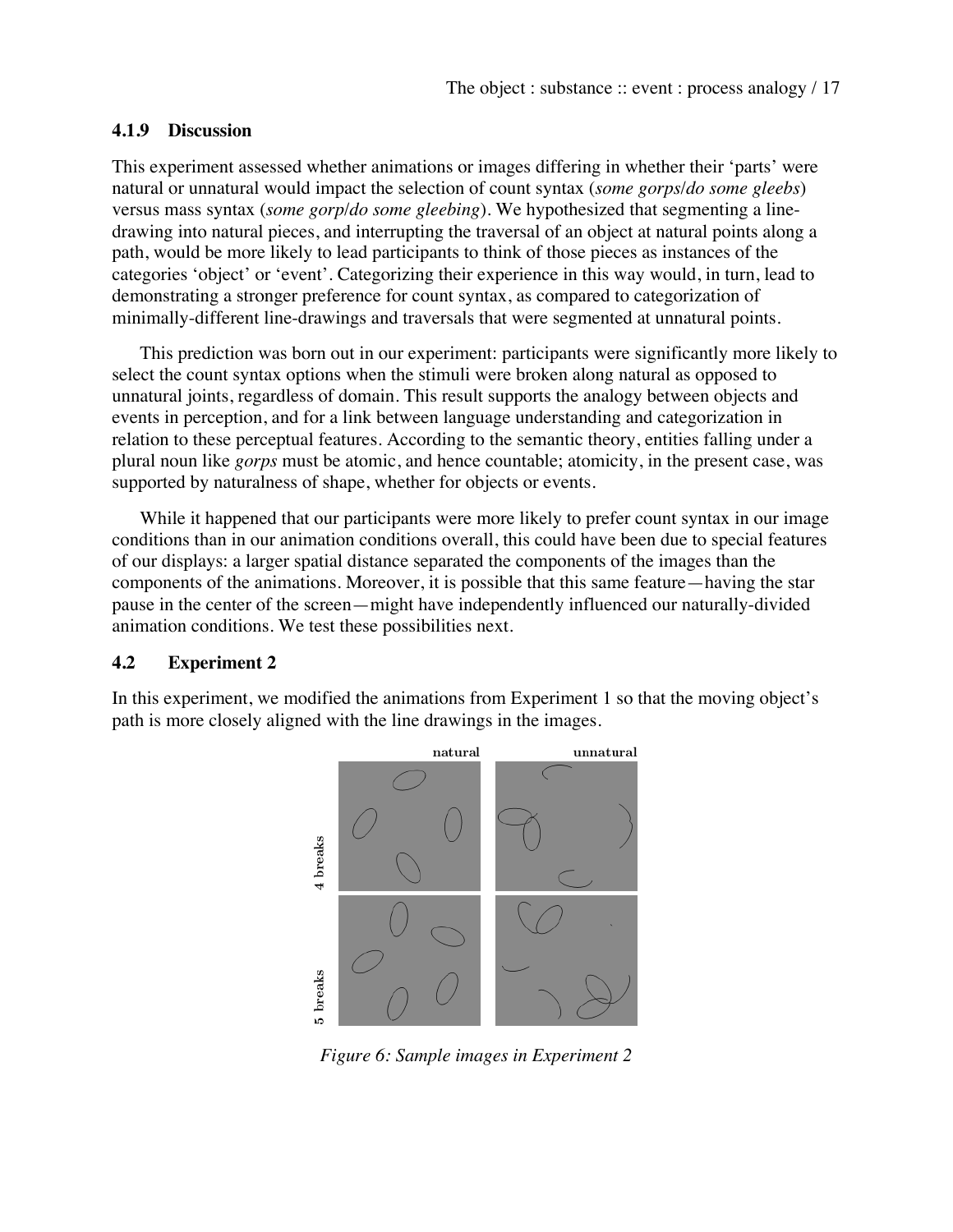### 4.1.9 Discussion

This experiment assessed whether animations or images differing in whether their 'parts' were natural or unnatural would impact the selection of count syntax (*some gorps*/*do some gleebs*) versus mass syntax (*some gorp*/*do some gleebing*). We hypothesized that segmenting a line-drawing into natural pieces, and interrupting the traversal of an object at natural points along a path, would be more likely to lead participants to think of those pieces as instances of the categories 'object' or 'event'. Categorizing their experience in this way would, in turn, lead to demonstrating a stronger preference for count syntax, as compared to categorization of minimally-different line-drawings and traversals that were segmented at unnatural points.

This prediction was born out in our experiment: participants were significantly more likely to select the count syntax options when the stimuli were broken along natural as opposed to unnatural joints, regardless of domain. This result supports the analogy between objects and events in perception, and for a link between language understanding and categorization in relation to these perceptual features. According to the semantic theory, entities falling under a plural noun like *gorps* must be atomic, and hence countable; atomicity, in the present case, was supported by naturalness of shape, whether for objects or events.

While it happened that our participants were more likely to prefer count syntax in our image conditions than in our animation conditions overall, this could have been due to special features of our displays: a larger spatial distance separated the components of the images than the components of the animations. Moreover, it is possible that this same feature—having the star pause in the center of the screen—might have independently influenced our naturally-divided animation conditions. We test these possibilities next.

## 4.2 Experiment 2

In this experiment, we modified the animations from Experiment 1 so that the moving object's path is more closely aligned with the line drawings in the images.

*Figure 6: Sample images in Experiment 2*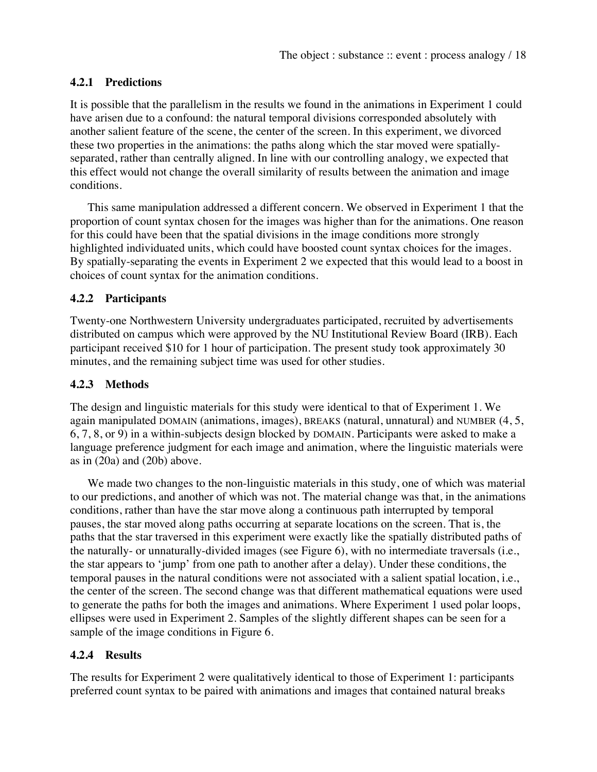#### 4.2.1 Predictions

It is possible that the parallelism in the results we found in the animations in Experiment 1 could have arisen due to a confound: the natural temporal divisions corresponded absolutely with another salient feature of the scene, the center of the screen. In this experiment, we divorced these two properties in the animations: the paths along which the star moved were spatially-separated, rather than centrally aligned. In line with our controlling analogy, we expected that this effect would not change the overall similarity of results between the animation and image conditions.

This same manipulation addressed a different concern. We observed in Experiment 1 that the proportion of count syntax chosen for the images was higher than for the animations. One reason for this could have been that the spatial divisions in the image conditions more strongly highlighted individuated units, which could have boosted count syntax choices for the images. By spatially-separating the events in Experiment 2 we expected that this would lead to a boost in choices of count syntax for the animation conditions.

#### 4.2.2 Participants

Twenty-one Northwestern University undergraduates participated, recruited by advertisements distributed on campus which were approved by the NU Institutional Review Board (IRB). Each participant received $10 for 1 hour of participation. The present study took approximately 30 minutes, and the remaining subject time was used for other studies.

#### 4.2.3 Methods

The design and linguistic materials for this study were identical to that of Experiment 1. We again manipulated DOMAIN (animations, images), BREAKS (natural, unnatural) and NUMBER (4, 5, 6, 7, 8, or 9) in a within-subjects design blocked by DOMAIN. Participants were asked to make a language preference judgment for each image and animation, where the linguistic materials were as in (20a) and (20b) above.

We made two changes to the non-linguistic materials in this study, one of which was material to our predictions, and another of which was not. The material change was that, in the animations conditions, rather than have the star move along a continuous path interrupted by temporal pauses, the star moved along paths occurring at separate locations on the screen. That is, the paths that the star traversed in this experiment were exactly like the spatially distributed paths of the naturally- or unnaturally-divided images (see Figure 6), with no intermediate traversals (i.e., the star appears to 'jump' from one path to another after a delay). Under these conditions, the temporal pauses in the natural conditions were not associated with a salient spatial location, i.e., the center of the screen. The second change was that different mathematical equations were used to generate the paths for both the images and animations. Where Experiment 1 used polar loops, ellipses were used in Experiment 2. Samples of the slightly different shapes can be seen for a sample of the image conditions in Figure 6.

#### 4.2.4 Results

The results for Experiment 2 were qualitatively identical to those of Experiment 1: participants preferred count syntax to be paired with animations and images that contained natural breaks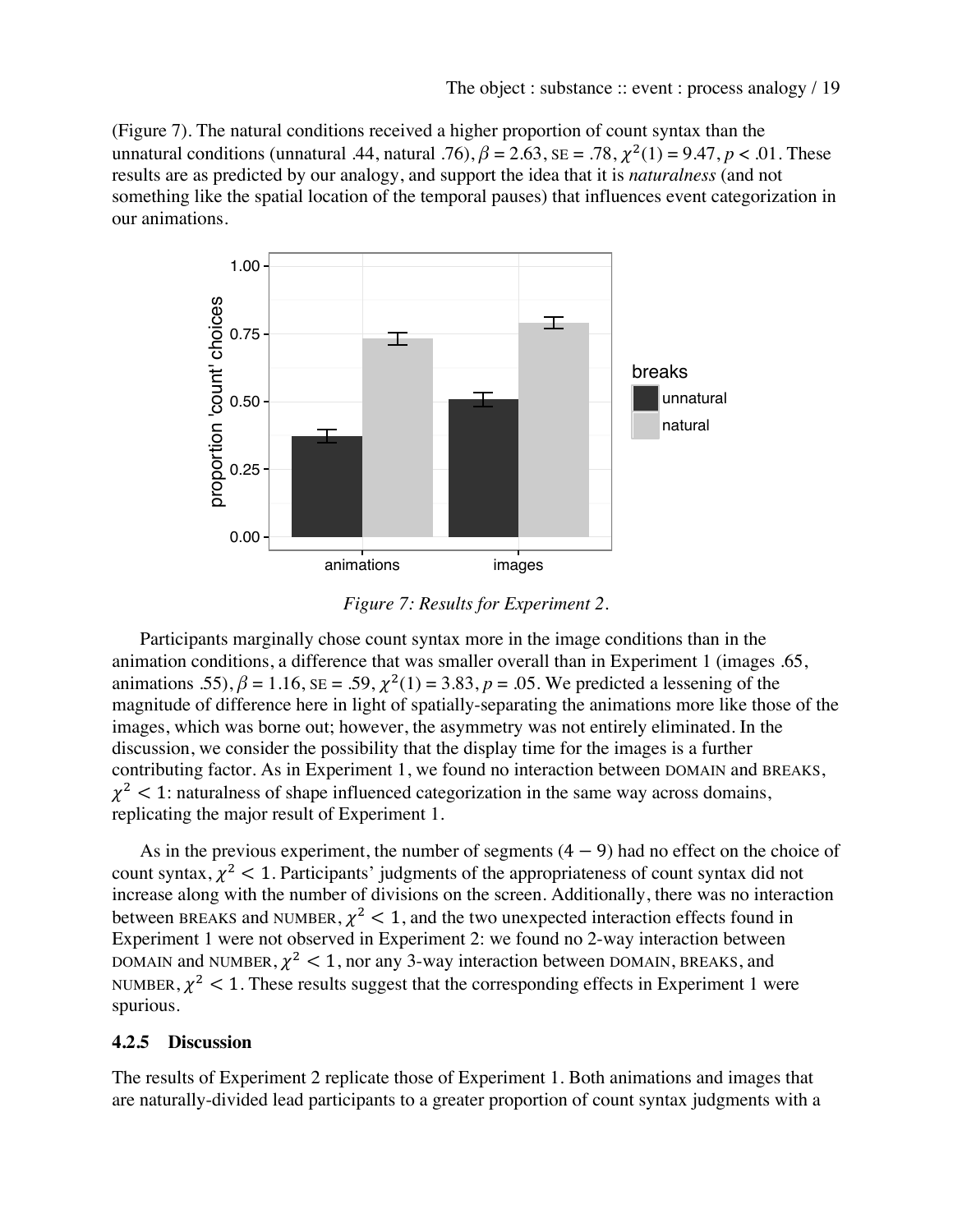(Figure 7). The natural conditions received a higher proportion of count syntax than the unnatural conditions (unnatural .44, natural .76), $\beta = 2.63$, SE = .78, $\chi^2(1) = 9.47$, $p < .01$. These results are as predicted by our analogy, and support the idea that it is *naturalness* (and not something like the spatial location of the temporal pauses) that influences event categorization in our animations.

*Figure 7: Results for Experiment 2.*

Participants marginally chose count syntax more in the image conditions than in the animation conditions, a difference that was smaller overall than in Experiment 1 (images .65, animations .55), $\beta = 1.16$, SE = .59, $\chi^2(1) = 3.83$, $p = .05$. We predicted a lessening of the magnitude of difference here in light of spatially-separating the animations more like those of the images, which was borne out; however, the asymmetry was not entirely eliminated. In the discussion, we consider the possibility that the display time for the images is a further contributing factor. As in Experiment 1, we found no interaction between DOMAIN and BREAKS, $\chi^2 < 1$: naturalness of shape influenced categorization in the same way across domains, replicating the major result of Experiment 1.

As in the previous experiment, the number of segments $(4 - 9)$ had no effect on the choice of count syntax, $\chi^2 < 1$. Participants' judgments of the appropriateness of count syntax did not increase along with the number of divisions on the screen. Additionally, there was no interaction between BREAKS and NUMBER, $\chi^2 < 1$, and the two unexpected interaction effects found in Experiment 1 were not observed in Experiment 2: we found no 2-way interaction between DOMAIN and NUMBER, $\chi^2 < 1$, nor any 3-way interaction between DOMAIN, BREAKS, and NUMBER, $\chi^2 < 1$. These results suggest that the corresponding effects in Experiment 1 were spurious.

### 4.2.5 Discussion

The results of Experiment 2 replicate those of Experiment 1. Both animations and images that are naturally-divided lead participants to a greater proportion of count syntax judgments with a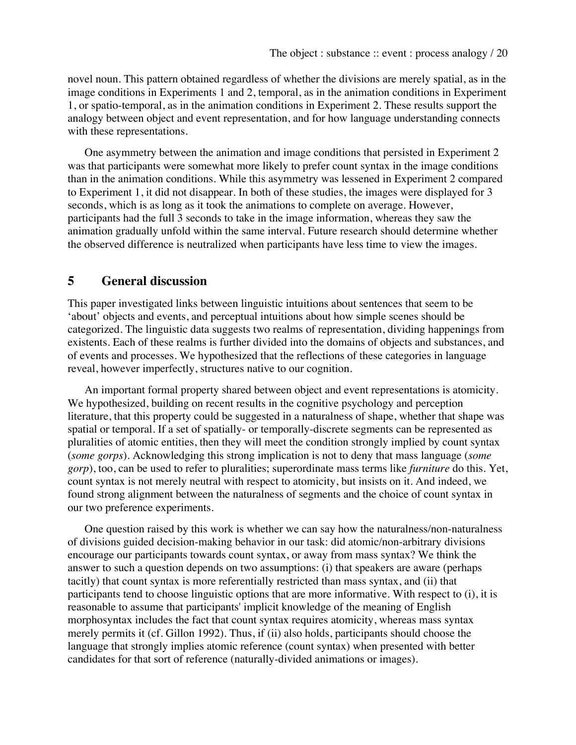novel noun. This pattern obtained regardless of whether the divisions are merely spatial, as in the image conditions in Experiments 1 and 2, temporal, as in the animation conditions in Experiment 1, or spatio-temporal, as in the animation conditions in Experiment 2. These results support the analogy between object and event representation, and for how language understanding connects with these representations.

One asymmetry between the animation and image conditions that persisted in Experiment 2 was that participants were somewhat more likely to prefer count syntax in the image conditions than in the animation conditions. While this asymmetry was lessened in Experiment 2 compared to Experiment 1, it did not disappear. In both of these studies, the images were displayed for 3 seconds, which is as long as it took the animations to complete on average. However, participants had the full 3 seconds to take in the image information, whereas they saw the animation gradually unfold within the same interval. Future research should determine whether the observed difference is neutralized when participants have less time to view the images.

## 5 General discussion

This paper investigated links between linguistic intuitions about sentences that seem to be 'about' objects and events, and perceptual intuitions about how simple scenes should be categorized. The linguistic data suggests two realms of representation, dividing happenings from existents. Each of these realms is further divided into the domains of objects and substances, and of events and processes. We hypothesized that the reflections of these categories in language reveal, however imperfectly, structures native to our cognition.

An important formal property shared between object and event representations is atomicity. We hypothesized, building on recent results in the cognitive psychology and perception literature, that this property could be suggested in a naturalness of shape, whether that shape was spatial or temporal. If a set of spatially- or temporally-discrete segments can be represented as pluralities of atomic entities, then they will meet the condition strongly implied by count syntax (*some gorps*). Acknowledging this strong implication is not to deny that mass language (*some gorp*), too, can be used to refer to pluralities; superordinate mass terms like *furniture* do this. Yet, count syntax is not merely neutral with respect to atomicity, but insists on it. And indeed, we found strong alignment between the naturalness of segments and the choice of count syntax in our two preference experiments.

One question raised by this work is whether we can say how the naturalness/non-naturalness of divisions guided decision-making behavior in our task: did atomic/non-arbitrary divisions encourage our participants towards count syntax, or away from mass syntax? We think the answer to such a question depends on two assumptions: (i) that speakers are aware (perhaps tacitly) that count syntax is more referentially restricted than mass syntax, and (ii) that participants tend to choose linguistic options that are more informative. With respect to (i), it is reasonable to assume that participants' implicit knowledge of the meaning of English morphosyntax includes the fact that count syntax requires atomicity, whereas mass syntax merely permits it (cf. Gillon 1992). Thus, if (ii) also holds, participants should choose the language that strongly implies atomic reference (count syntax) when presented with better candidates for that sort of reference (naturally-divided animations or images).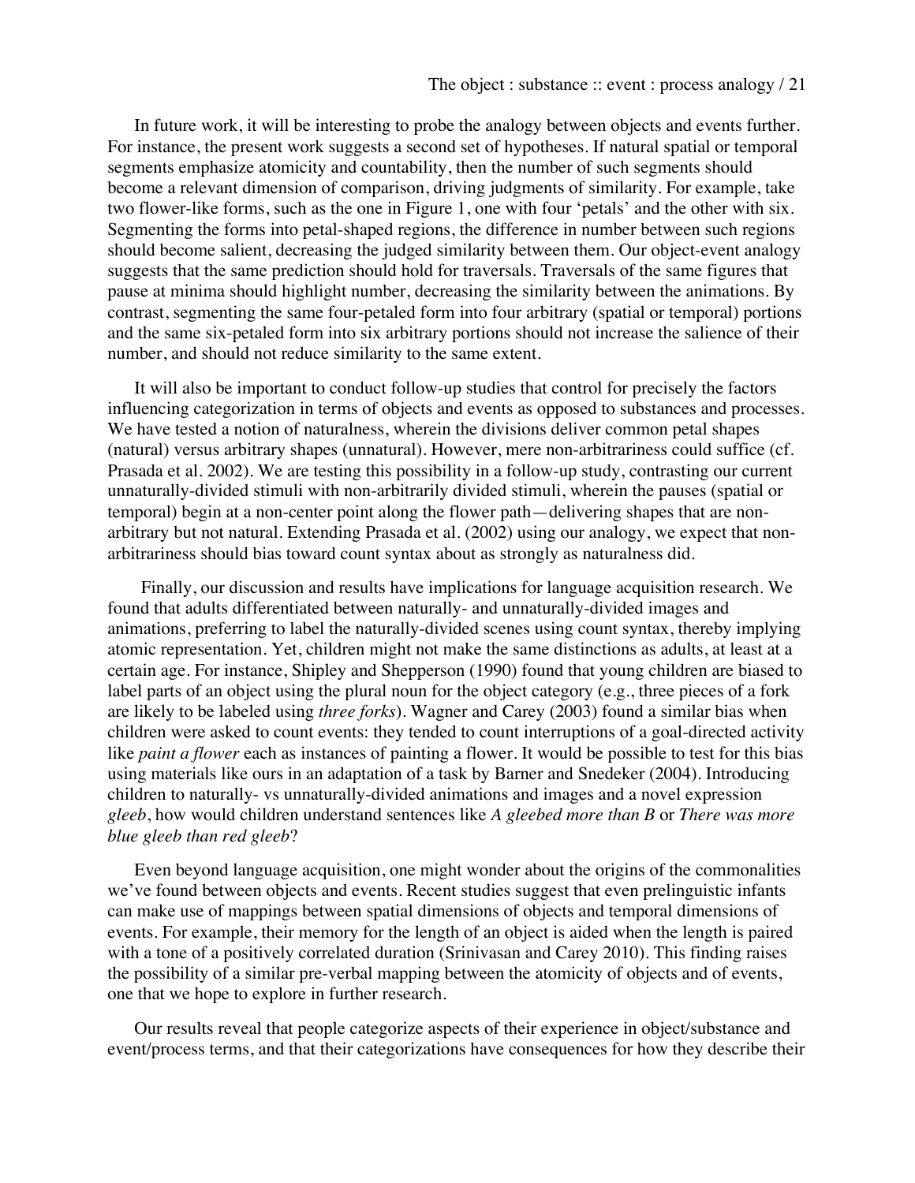In future work, it will be interesting to probe the analogy between objects and events further. For instance, the present work suggests a second set of hypotheses. If natural spatial or temporal segments emphasize atomicity and countability, then the number of such segments should become a relevant dimension of comparison, driving judgments of similarity. For example, take two flower-like forms, such as the one in Figure 1, one with four 'petals' and the other with six. Segmenting the forms into petal-shaped regions, the difference in number between such regions should become salient, decreasing the judged similarity between them. Our object-event analogy suggests that the same prediction should hold for traversals. Traversals of the same figures that pause at minima should highlight number, decreasing the similarity between the animations. By contrast, segmenting the same four-petaled form into four arbitrary (spatial or temporal) portions and the same six-petaled form into six arbitrary portions should not increase the salience of their number, and should not reduce similarity to the same extent.

It will also be important to conduct follow-up studies that control for precisely the factors influencing categorization in terms of objects and events as opposed to substances and processes. We have tested a notion of naturalness, wherein the divisions deliver common petal shapes (natural) versus arbitrary shapes (unnatural). However, mere non-arbitrariness could suffice (cf. Prasada et al. 2002). We are testing this possibility in a follow-up study, contrasting our current unnaturally-divided stimuli with non-arbitrarily divided stimuli, wherein the pauses (spatial or temporal) begin at a non-center point along the flower path—delivering shapes that are non-arbitrary but not natural. Extending Prasada et al. (2002) using our analogy, we expect that non-arbitrariness should bias toward count syntax about as strongly as naturalness did.

Finally, our discussion and results have implications for language acquisition research. We found that adults differentiated between naturally- and unnaturally-divided images and animations, preferring to label the naturally-divided scenes using count syntax, thereby implying atomic representation. Yet, children might not make the same distinctions as adults, at least at a certain age. For instance, Shipley and Shepperson (1990) found that young children are biased to label parts of an object using the plural noun for the object category (e.g., three pieces of a fork are likely to be labeled using *three forks*). Wagner and Carey (2003) found a similar bias when children were asked to count events: they tended to count interruptions of a goal-directed activity like *paint a flower* each as instances of painting a flower. It would be possible to test for this bias using materials like ours in an adaptation of a task by Barner and Snedeker (2004). Introducing children to naturally- vs unnaturally-divided animations and images and a novel expression *gleeb*, how would children understand sentences like *A gleebed more than B* or *There was more blue gleeb than red gleeb*?

Even beyond language acquisition, one might wonder about the origins of the commonalities we've found between objects and events. Recent studies suggest that even prelinguistic infants can make use of mappings between spatial dimensions of objects and temporal dimensions of events. For example, their memory for the length of an object is aided when the length is paired with a tone of a positively correlated duration (Srinivasan and Carey 2010). This finding raises the possibility of a similar pre-verbal mapping between the atomicity of objects and of events, one that we hope to explore in further research.

Our results reveal that people categorize aspects of their experience in object/substance and event/process terms, and that their categorizations have consequences for how they describe their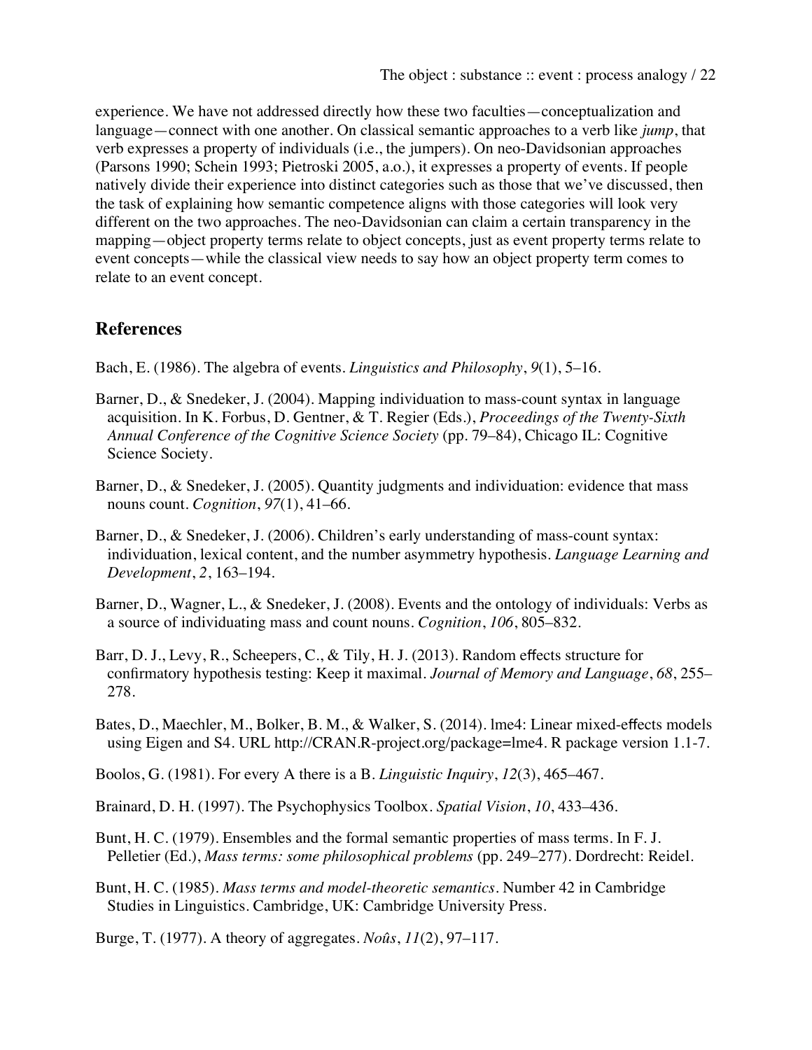experience. We have not addressed directly how these two faculties—conceptualization and language—connect with one another. On classical semantic approaches to a verb like *jump*, that verb expresses a property of individuals (i.e., the jumpers). On neo-Davidsonian approaches (Parsons 1990; Schein 1993; Pietroski 2005, a.o.), it expresses a property of events. If people natively divide their experience into distinct categories such as those that we've discussed, then the task of explaining how semantic competence aligns with those categories will look very different on the two approaches. The neo-Davidsonian can claim a certain transparency in the mapping—object property terms relate to object concepts, just as event property terms relate to event concepts—while the classical view needs to say how an object property term comes to relate to an event concept.

## References

Bach, E. (1986). The algebra of events. *Linguistics and Philosophy*, *9*(1), 5–16.

Barner, D., & Snedeker, J. (2004). Mapping individuation to mass-count syntax in language acquisition. In K. Forbus, D. Gentner, & T. Regier (Eds.), *Proceedings of the Twenty-Sixth Annual Conference of the Cognitive Science Society* (pp. 79–84), Chicago IL: Cognitive Science Society.

Barner, D., & Snedeker, J. (2005). Quantity judgments and individuation: evidence that mass nouns count. *Cognition*, *97*(1), 41–66.

Barner, D., & Snedeker, J. (2006). Children's early understanding of mass-count syntax: individuation, lexical content, and the number asymmetry hypothesis. *Language Learning and Development*, *2*, 163–194.

Barner, D., Wagner, L., & Snedeker, J. (2008). Events and the ontology of individuals: Verbs as a source of individuating mass and count nouns. *Cognition*, *106*, 805–832.

Barr, D. J., Levy, R., Scheepers, C., & Tily, H. J. (2013). Random effects structure for confirmatory hypothesis testing: Keep it maximal. *Journal of Memory and Language*, *68*, 255–278.

Bates, D., Maechler, M., Bolker, B. M., & Walker, S. (2014). lme4: Linear mixed-effects models using Eigen and S4. URL http://CRAN.R-project.org/package=lme4. R package version 1.1-7.

Boolos, G. (1981). For every A there is a B. *Linguistic Inquiry*, *12*(3), 465–467.

Brainard, D. H. (1997). The Psychophysics Toolbox. *Spatial Vision*, *10*, 433–436.

Bunt, H. C. (1979). Ensembles and the formal semantic properties of mass terms. In F. J. Pelletier (Ed.), *Mass terms: some philosophical problems* (pp. 249–277). Dordrecht: Reidel.

Bunt, H. C. (1985). *Mass terms and model-theoretic semantics*. Number 42 in Cambridge Studies in Linguistics. Cambridge, UK: Cambridge University Press.

Burge, T. (1977). A theory of aggregates. *Noûs*, *11*(2), 97–117.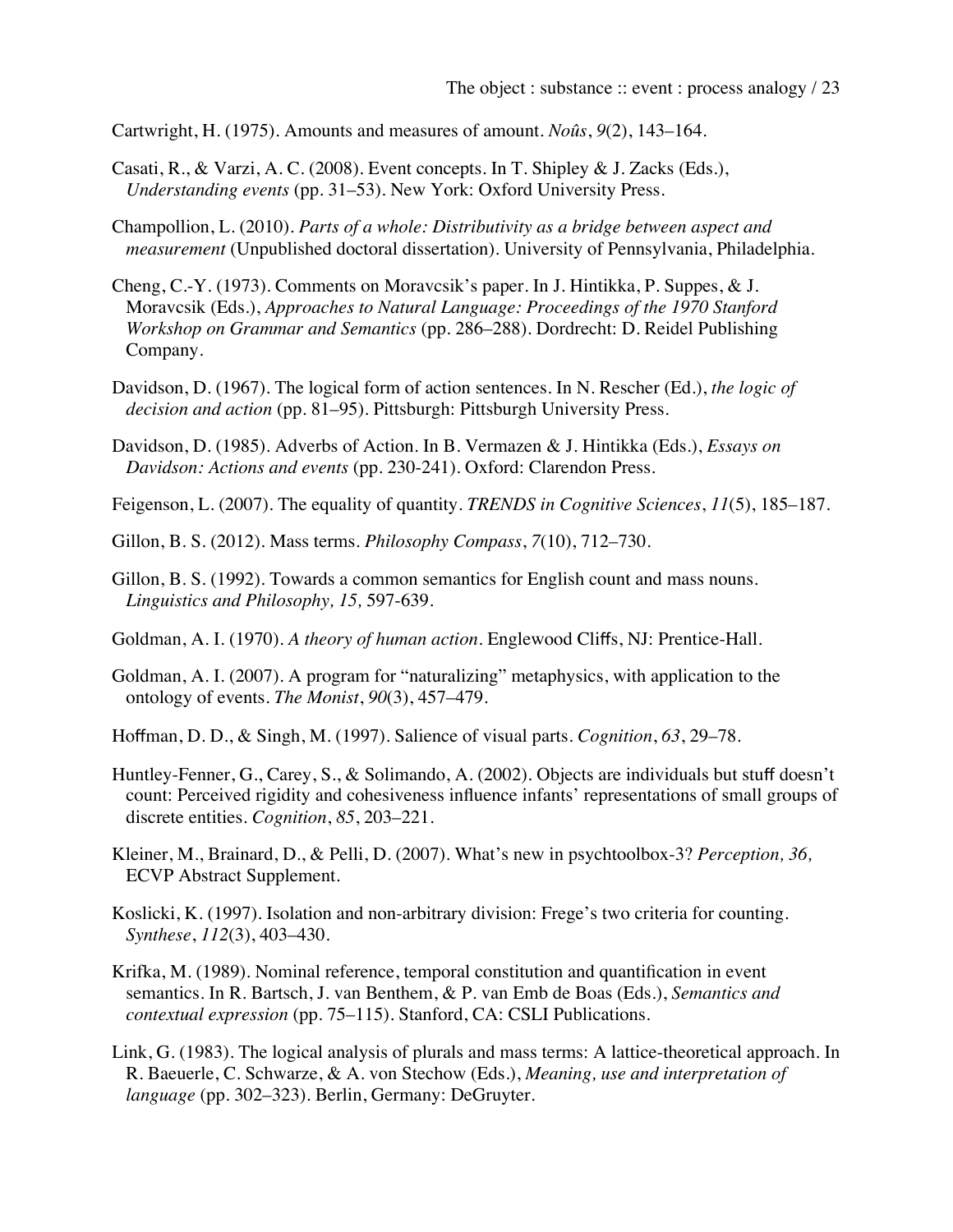Cartwright, H. (1975). Amounts and measures of amount. *Noûs*, *9*(2), 143–164.

Casati, R., & Varzi, A. C. (2008). Event concepts. In T. Shipley & J. Zacks (Eds.), *Understanding events* (pp. 31–53). New York: Oxford University Press.

Champollion, L. (2010). *Parts of a whole: Distributivity as a bridge between aspect and measurement* (Unpublished doctoral dissertation). University of Pennsylvania, Philadelphia.

Cheng, C.-Y. (1973). Comments on Moravcsik's paper. In J. Hintikka, P. Suppes, & J. Moravcsik (Eds.), *Approaches to Natural Language: Proceedings of the 1970 Stanford Workshop on Grammar and Semantics* (pp. 286–288). Dordrecht: D. Reidel Publishing Company.

Davidson, D. (1967). The logical form of action sentences. In N. Rescher (Ed.), *the logic of decision and action* (pp. 81–95). Pittsburgh: Pittsburgh University Press.

Davidson, D. (1985). Adverbs of Action. In B. Vermazen & J. Hintikka (Eds.), *Essays on Davidson: Actions and events* (pp. 230-241). Oxford: Clarendon Press.

Feigenson, L. (2007). The equality of quantity. *TRENDS in Cognitive Sciences*, *11*(5), 185–187.

Gillon, B. S. (2012). Mass terms. *Philosophy Compass*, *7*(10), 712–730.

Gillon, B. S. (1992). Towards a common semantics for English count and mass nouns. *Linguistics and Philosophy, 15,* 597-639.

Goldman, A. I. (1970). *A theory of human action*. Englewood Cliffs, NJ: Prentice-Hall.

Goldman, A. I. (2007). A program for "naturalizing" metaphysics, with application to the ontology of events. *The Monist*, *90*(3), 457–479.

Hoffman, D. D., & Singh, M. (1997). Salience of visual parts. *Cognition*, *63*, 29–78.

Huntley-Fenner, G., Carey, S., & Solimando, A. (2002). Objects are individuals but stuff doesn't count: Perceived rigidity and cohesiveness influence infants' representations of small groups of discrete entities. *Cognition*, *85*, 203–221.

Kleiner, M., Brainard, D., & Pelli, D. (2007). What's new in psychtoolbox-3? *Perception, 36,* ECVP Abstract Supplement.

Koslicki, K. (1997). Isolation and non-arbitrary division: Frege's two criteria for counting. *Synthese*, *112*(3), 403–430.

Krifka, M. (1989). Nominal reference, temporal constitution and quantification in event semantics. In R. Bartsch, J. van Benthem, & P. van Emb de Boas (Eds.), *Semantics and contextual expression* (pp. 75–115). Stanford, CA: CSLI Publications.

Link, G. (1983). The logical analysis of plurals and mass terms: A lattice-theoretical approach. In R. Baeuerle, C. Schwarze, & A. von Stechow (Eds.), *Meaning, use and interpretation of language* (pp. 302–323). Berlin, Germany: DeGruyter.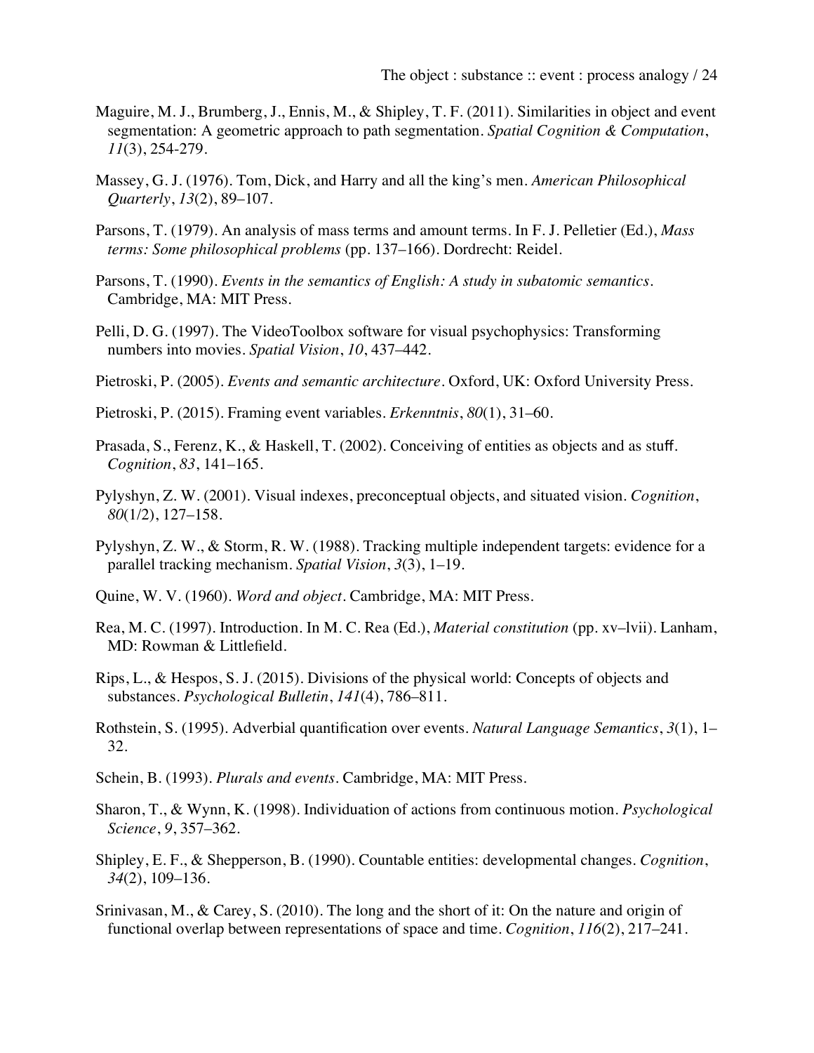Maguire, M. J., Brumberg, J., Ennis, M., & Shipley, T. F. (2011). Similarities in object and event segmentation: A geometric approach to path segmentation. *Spatial Cognition & Computation*, *11*(3), 254-279.

Massey, G. J. (1976). Tom, Dick, and Harry and all the king's men. *American Philosophical Quarterly*, *13*(2), 89–107.

Parsons, T. (1979). An analysis of mass terms and amount terms. In F. J. Pelletier (Ed.), *Mass terms: Some philosophical problems* (pp. 137–166). Dordrecht: Reidel.

Parsons, T. (1990). *Events in the semantics of English: A study in subatomic semantics*. Cambridge, MA: MIT Press.

Pelli, D. G. (1997). The VideoToolbox software for visual psychophysics: Transforming numbers into movies. *Spatial Vision*, *10*, 437–442.

Pietroski, P. (2005). *Events and semantic architecture*. Oxford, UK: Oxford University Press.

Pietroski, P. (2015). Framing event variables. *Erkenntnis*, *80*(1), 31–60.

Prasada, S., Ferenz, K., & Haskell, T. (2002). Conceiving of entities as objects and as stuff. *Cognition*, *83*, 141–165.

Pylyshyn, Z. W. (2001). Visual indexes, preconceptual objects, and situated vision. *Cognition*, *80*(1/2), 127–158.

Pylyshyn, Z. W., & Storm, R. W. (1988). Tracking multiple independent targets: evidence for a parallel tracking mechanism. *Spatial Vision*, *3*(3), 1–19.

Quine, W. V. (1960). *Word and object*. Cambridge, MA: MIT Press.

Rea, M. C. (1997). Introduction. In M. C. Rea (Ed.), *Material constitution* (pp. xv–lvii). Lanham, MD: Rowman & Littlefield.

Rips, L., & Hespos, S. J. (2015). Divisions of the physical world: Concepts of objects and substances. *Psychological Bulletin*, *141*(4), 786–811.

Rothstein, S. (1995). Adverbial quantification over events. *Natural Language Semantics*, *3*(1), 1–32.

Schein, B. (1993). *Plurals and events*. Cambridge, MA: MIT Press.

Sharon, T., & Wynn, K. (1998). Individuation of actions from continuous motion. *Psychological Science*, *9*, 357–362.

Shipley, E. F., & Shepperson, B. (1990). Countable entities: developmental changes. *Cognition*, *34*(2), 109–136.

Srinivasan, M., & Carey, S. (2010). The long and the short of it: On the nature and origin of functional overlap between representations of space and time. *Cognition*, *116*(2), 217–241.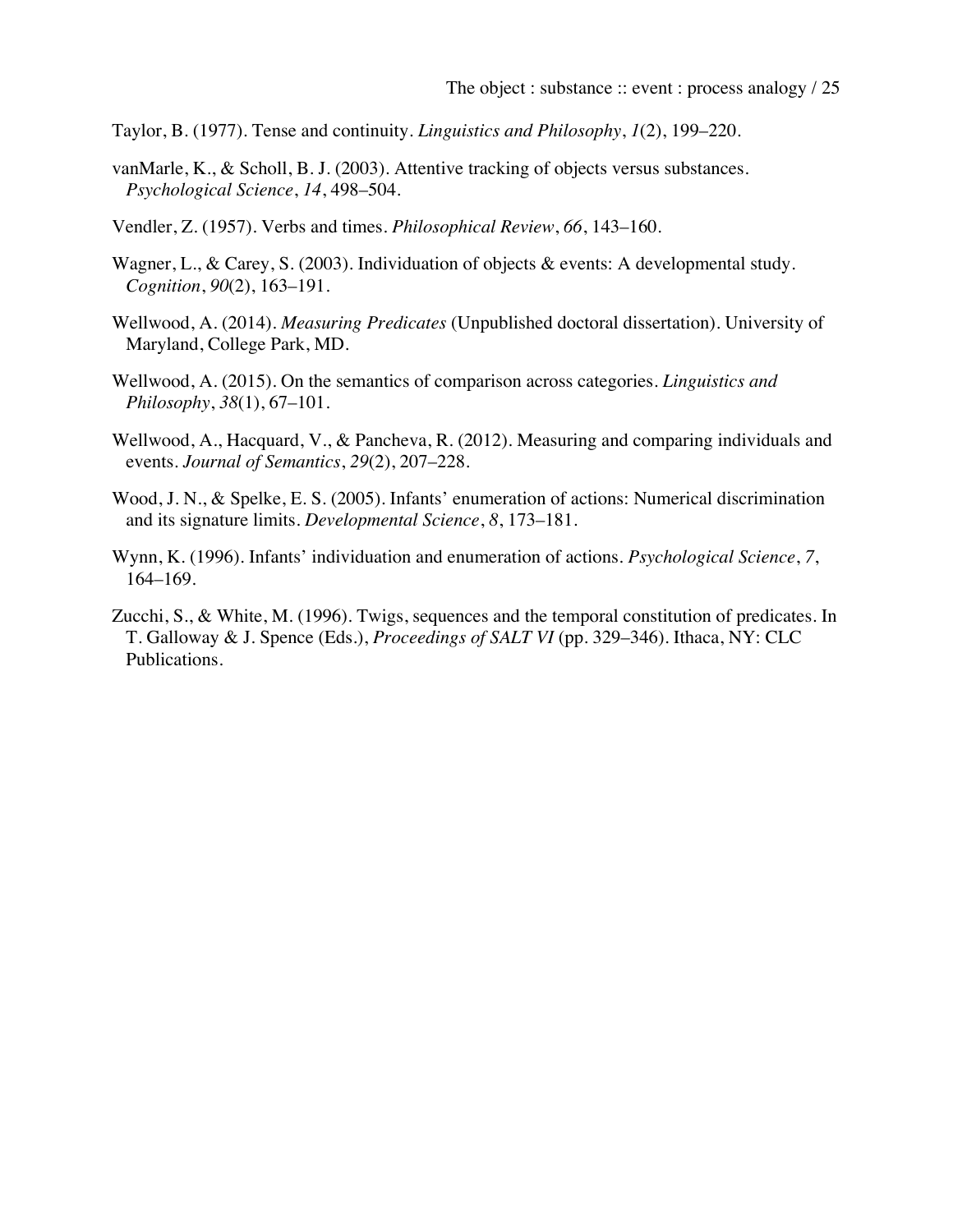Taylor, B. (1977). Tense and continuity. *Linguistics and Philosophy*, *1*(2), 199–220.

vanMarle, K., & Scholl, B. J. (2003). Attentive tracking of objects versus substances. *Psychological Science*, *14*, 498–504.

Vendler, Z. (1957). Verbs and times. *Philosophical Review*, *66*, 143–160.

Wagner, L., & Carey, S. (2003). Individuation of objects & events: A developmental study. *Cognition*, *90*(2), 163–191.

Wellwood, A. (2014). *Measuring Predicates* (Unpublished doctoral dissertation). University of Maryland, College Park, MD.

Wellwood, A. (2015). On the semantics of comparison across categories. *Linguistics and Philosophy*, *38*(1), 67–101.

Wellwood, A., Hacquard, V., & Pancheva, R. (2012). Measuring and comparing individuals and events. *Journal of Semantics*, *29*(2), 207–228.

Wood, J. N., & Spelke, E. S. (2005). Infants' enumeration of actions: Numerical discrimination and its signature limits. *Developmental Science*, *8*, 173–181.

Wynn, K. (1996). Infants' individuation and enumeration of actions. *Psychological Science*, *7*, 164–169.

Zucchi, S., & White, M. (1996). Twigs, sequences and the temporal constitution of predicates. In T. Galloway & J. Spence (Eds.), *Proceedings of SALT VI* (pp. 329–346). Ithaca, NY: CLC Publications.